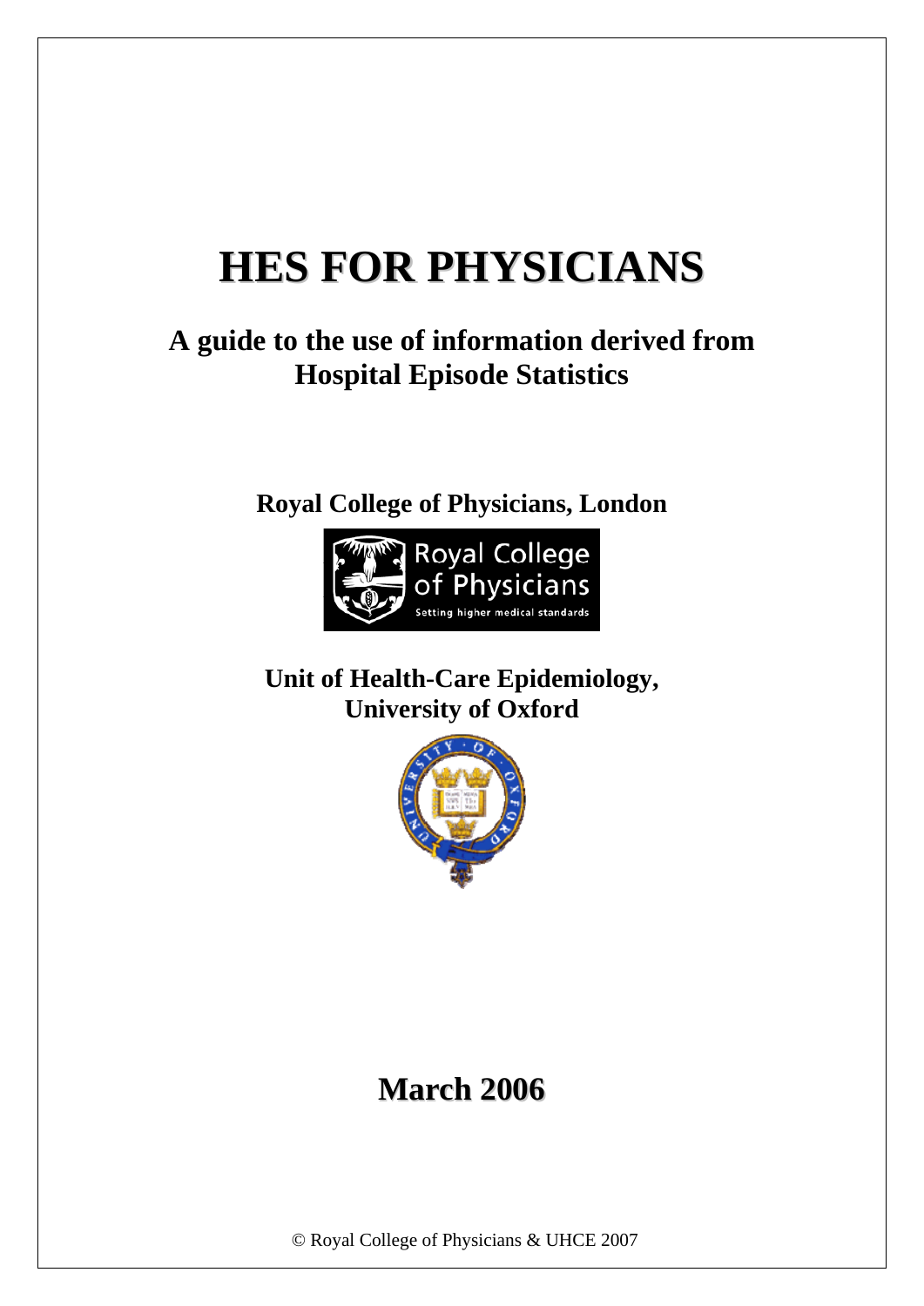# HES FOR PHYSICIANS

## A guide to the use of information derived from Hospital Episode Statistics

**Royal College of Physicians, London**

**Unit of Health-Care Epidemiology, University of Oxford**

## March 2006

© Royal College of Physicians & UHCE 2007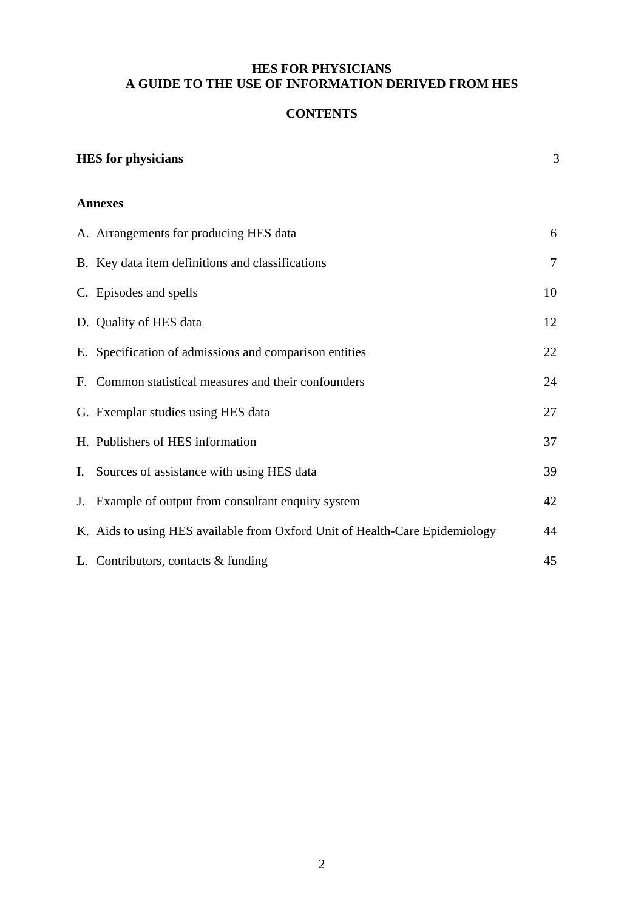# HES FOR PHYSICIANS
# A GUIDE TO THE USE OF INFORMATION DERIVED FROM HES

## CONTENTS

| | |
|---|---|
| **HES for physicians** | 3 |
| | |
| **Annexes** | |
| A. Arrangements for producing HES data | 6 |
| B. Key data item definitions and classifications | 7 |
| C. Episodes and spells | 10 |
| D. Quality of HES data | 12 |
| E. Specification of admissions and comparison entities | 22 |
| F. Common statistical measures and their confounders | 24 |
| G. Exemplar studies using HES data | 27 |
| H. Publishers of HES information | 37 |
| I. Sources of assistance with using HES data | 39 |
| J. Example of output from consultant enquiry system | 42 |
| K. Aids to using HES available from Oxford Unit of Health-Care Epidemiology | 44 |
| L. Contributors, contacts & funding | 45 |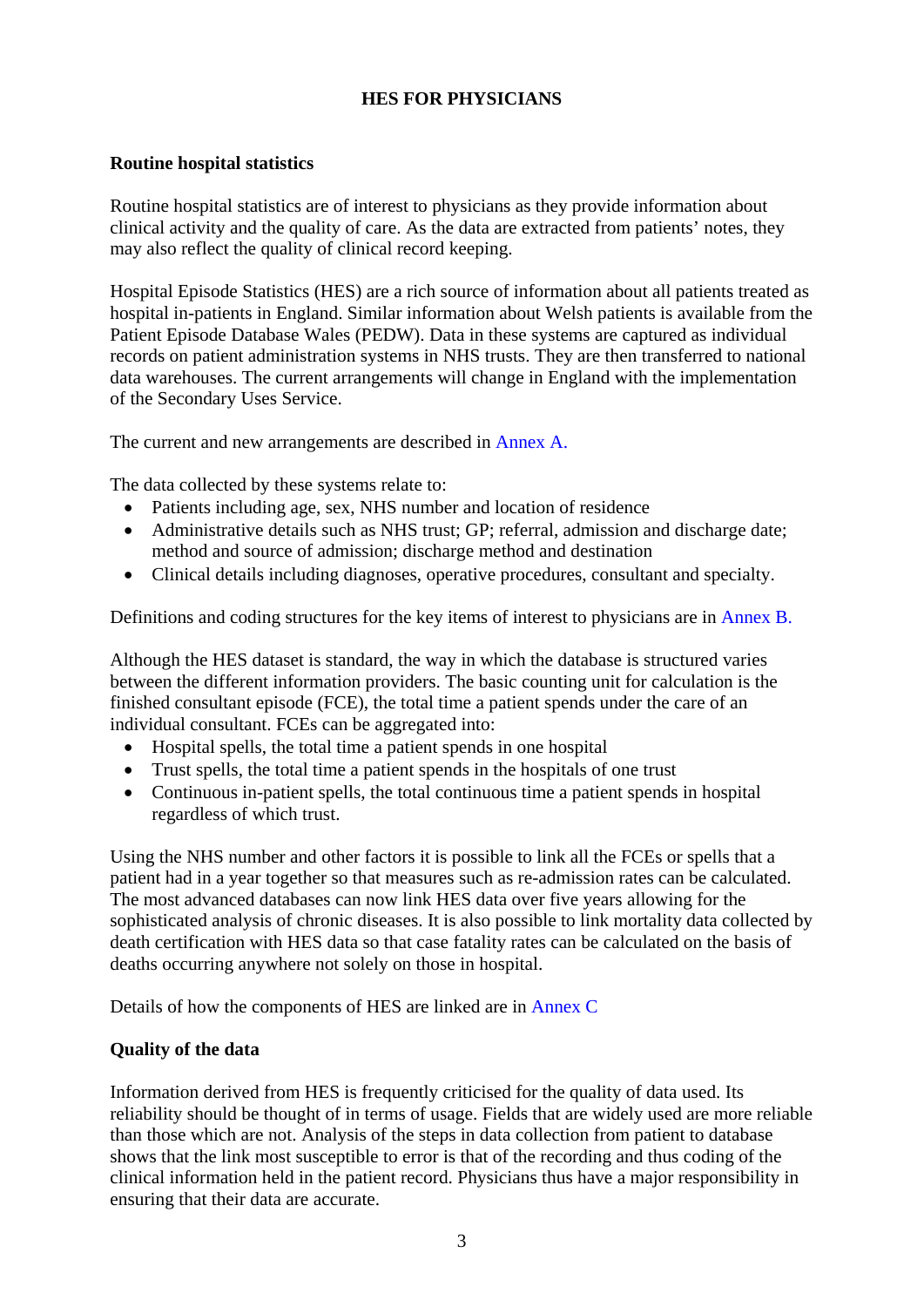# HES FOR PHYSICIANS

## Routine hospital statistics

Routine hospital statistics are of interest to physicians as they provide information about clinical activity and the quality of care. As the data are extracted from patients' notes, they may also reflect the quality of clinical record keeping.

Hospital Episode Statistics (HES) are a rich source of information about all patients treated as hospital in-patients in England. Similar information about Welsh patients is available from the Patient Episode Database Wales (PEDW). Data in these systems are captured as individual records on patient administration systems in NHS trusts. They are then transferred to national data warehouses. The current arrangements will change in England with the implementation of the Secondary Uses Service.

The current and new arrangements are described in Annex A.

The data collected by these systems relate to:

- Patients including age, sex, NHS number and location of residence
- Administrative details such as NHS trust; GP; referral, admission and discharge date; method and source of admission; discharge method and destination
- Clinical details including diagnoses, operative procedures, consultant and specialty.

Definitions and coding structures for the key items of interest to physicians are in Annex B.

Although the HES dataset is standard, the way in which the database is structured varies between the different information providers. The basic counting unit for calculation is the finished consultant episode (FCE), the total time a patient spends under the care of an individual consultant. FCEs can be aggregated into:

- Hospital spells, the total time a patient spends in one hospital
- Trust spells, the total time a patient spends in the hospitals of one trust
- Continuous in-patient spells, the total continuous time a patient spends in hospital regardless of which trust.

Using the NHS number and other factors it is possible to link all the FCEs or spells that a patient had in a year together so that measures such as re-admission rates can be calculated. The most advanced databases can now link HES data over five years allowing for the sophisticated analysis of chronic diseases. It is also possible to link mortality data collected by death certification with HES data so that case fatality rates can be calculated on the basis of deaths occurring anywhere not solely on those in hospital.

Details of how the components of HES are linked are in Annex C

## Quality of the data

Information derived from HES is frequently criticised for the quality of data used. Its reliability should be thought of in terms of usage. Fields that are widely used are more reliable than those which are not. Analysis of the steps in data collection from patient to database shows that the link most susceptible to error is that of the recording and thus coding of the clinical information held in the patient record. Physicians thus have a major responsibility in ensuring that their data are accurate.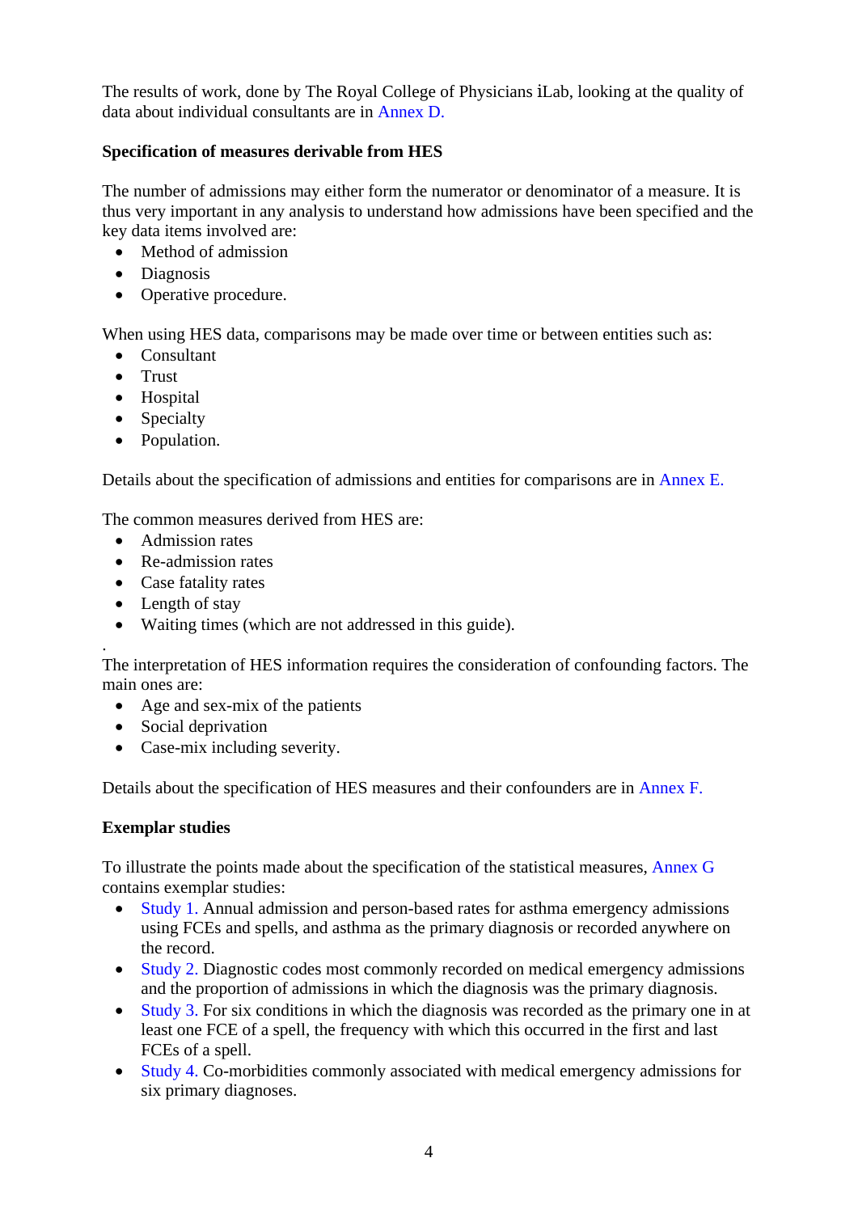The results of work, done by The Royal College of Physicians iLab, looking at the quality of data about individual consultants are in Annex D.

**Specification of measures derivable from HES**

The number of admissions may either form the numerator or denominator of a measure. It is thus very important in any analysis to understand how admissions have been specified and the key data items involved are:

- Method of admission
- Diagnosis
- Operative procedure.

When using HES data, comparisons may be made over time or between entities such as:

- Consultant
- Trust
- Hospital
- Specialty
- Population.

Details about the specification of admissions and entities for comparisons are in Annex E.

The common measures derived from HES are:

- Admission rates
- Re-admission rates
- Case fatality rates
- Length of stay
- Waiting times (which are not addressed in this guide).

.

The interpretation of HES information requires the consideration of confounding factors. The main ones are:

- Age and sex-mix of the patients
- Social deprivation
- Case-mix including severity.

Details about the specification of HES measures and their confounders are in Annex F.

**Exemplar studies**

To illustrate the points made about the specification of the statistical measures, Annex G contains exemplar studies:

- Study 1. Annual admission and person-based rates for asthma emergency admissions using FCEs and spells, and asthma as the primary diagnosis or recorded anywhere on the record.
- Study 2. Diagnostic codes most commonly recorded on medical emergency admissions and the proportion of admissions in which the diagnosis was the primary diagnosis.
- Study 3. For six conditions in which the diagnosis was recorded as the primary one in at least one FCE of a spell, the frequency with which this occurred in the first and last FCEs of a spell.
- Study 4. Co-morbidities commonly associated with medical emergency admissions for six primary diagnoses.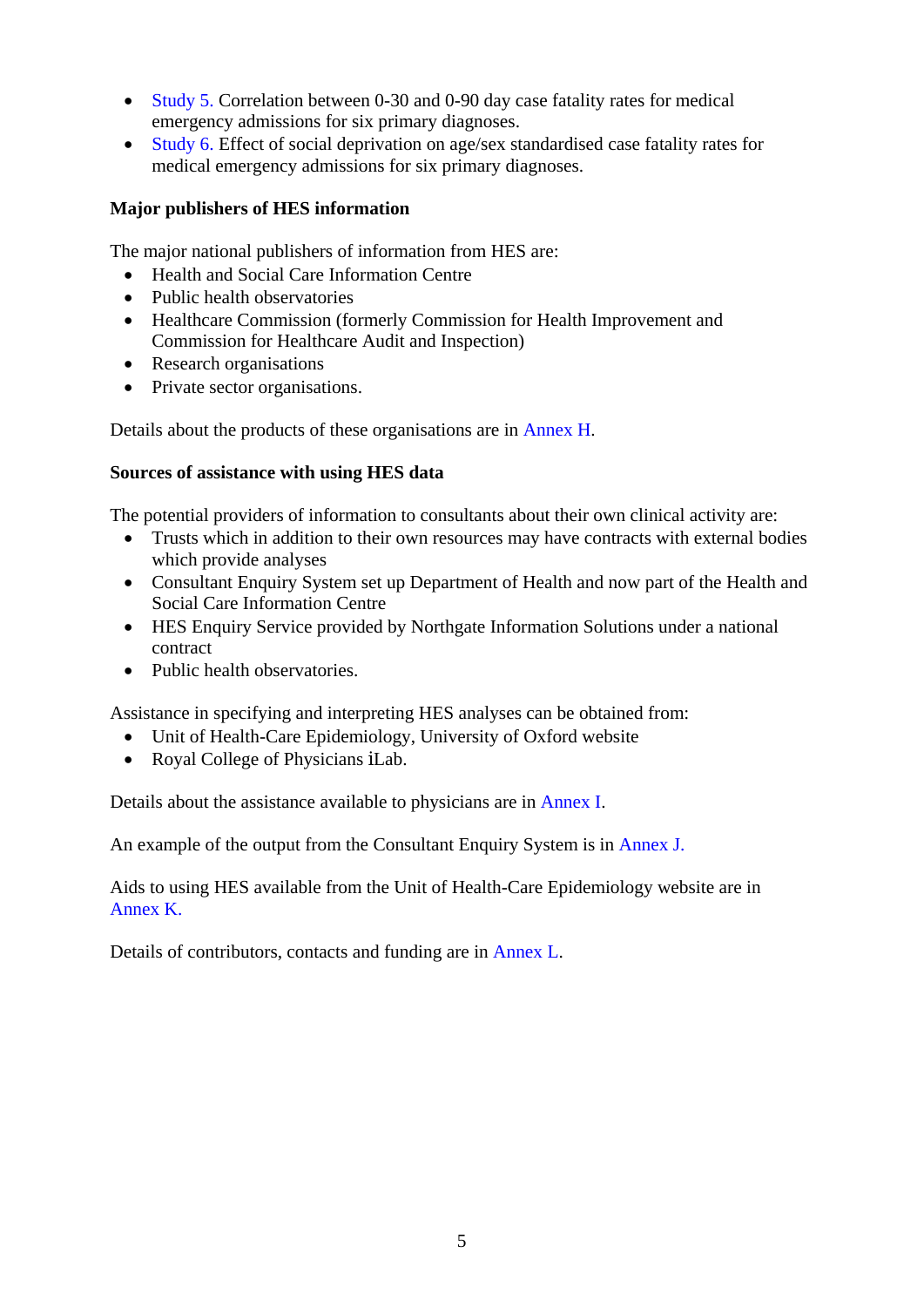- Study 5. Correlation between 0-30 and 0-90 day case fatality rates for medical emergency admissions for six primary diagnoses.
- Study 6. Effect of social deprivation on age/sex standardised case fatality rates for medical emergency admissions for six primary diagnoses.

**Major publishers of HES information**

The major national publishers of information from HES are:

- Health and Social Care Information Centre
- Public health observatories
- Healthcare Commission (formerly Commission for Health Improvement and Commission for Healthcare Audit and Inspection)
- Research organisations
- Private sector organisations.

Details about the products of these organisations are in Annex H.

**Sources of assistance with using HES data**

The potential providers of information to consultants about their own clinical activity are:

- Trusts which in addition to their own resources may have contracts with external bodies which provide analyses
- Consultant Enquiry System set up Department of Health and now part of the Health and Social Care Information Centre
- HES Enquiry Service provided by Northgate Information Solutions under a national contract
- Public health observatories.

Assistance in specifying and interpreting HES analyses can be obtained from:

- Unit of Health-Care Epidemiology, University of Oxford website
- Royal College of Physicians iLab.

Details about the assistance available to physicians are in Annex I.

An example of the output from the Consultant Enquiry System is in Annex J.

Aids to using HES available from the Unit of Health-Care Epidemiology website are in Annex K.

Details of contributors, contacts and funding are in Annex L.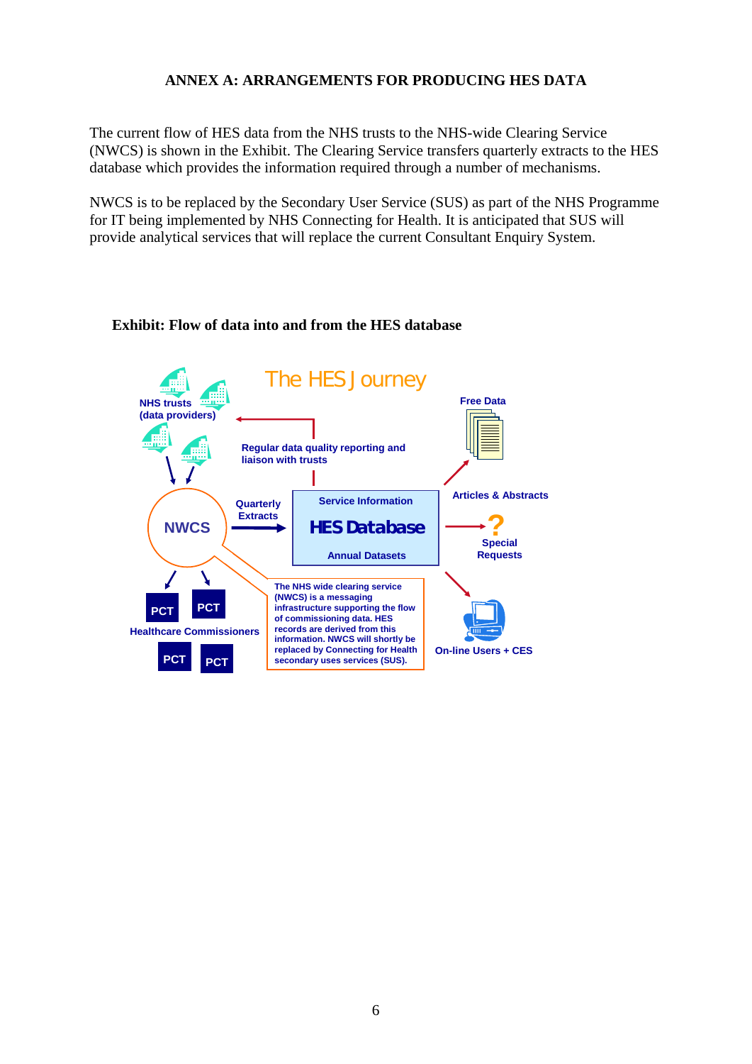# ANNEX A: ARRANGEMENTS FOR PRODUCING HES DATA

The current flow of HES data from the NHS trusts to the NHS-wide Clearing Service (NWCS) is shown in the Exhibit. The Clearing Service transfers quarterly extracts to the HES database which provides the information required through a number of mechanisms.

NWCS is to be replaced by the Secondary User Service (SUS) as part of the NHS Programme for IT being implemented by NHS Connecting for Health. It is anticipated that SUS will provide analytical services that will replace the current Consultant Enquiry System.

**Exhibit: Flow of data into and from the HES database**

The HES Journey

NHS trusts (data providers)

Regular data quality reporting and liaison with trusts

Free Data

NWCS

Quarterly Extracts

Service Information

HES Database

Annual Datasets

Articles & Abstracts

Special Requests

PCT PCT

Healthcare Commissioners

PCT PCT

The NHS wide clearing service (NWCS) is a messaging infrastructure supporting the flow of commissioning data. HES records are derived from this information. NWCS will shortly be replaced by Connecting for Health secondary uses services (SUS).

On-line Users + CES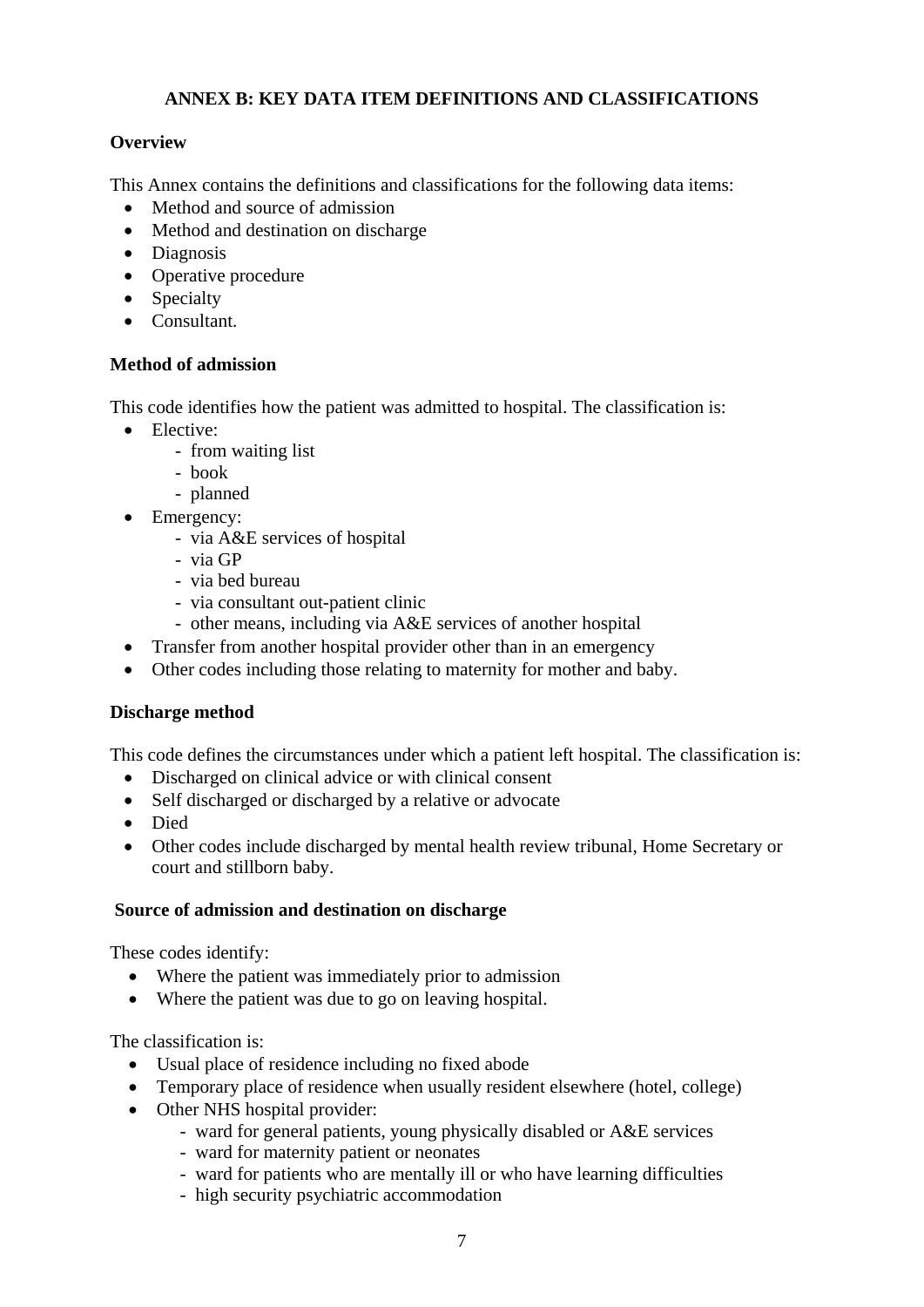# ANNEX B: KEY DATA ITEM DEFINITIONS AND CLASSIFICATIONS

**Overview**

This Annex contains the definitions and classifications for the following data items:

- Method and source of admission
- Method and destination on discharge
- Diagnosis
- Operative procedure
- Specialty
- Consultant.

**Method of admission**

This code identifies how the patient was admitted to hospital. The classification is:

- Elective:
    - from waiting list
    - book
    - planned
- Emergency:
    - via A&E services of hospital
    - via GP
    - via bed bureau
    - via consultant out-patient clinic
    - other means, including via A&E services of another hospital
- Transfer from another hospital provider other than in an emergency
- Other codes including those relating to maternity for mother and baby.

**Discharge method**

This code defines the circumstances under which a patient left hospital. The classification is:

- Discharged on clinical advice or with clinical consent
- Self discharged or discharged by a relative or advocate
- Died
- Other codes include discharged by mental health review tribunal, Home Secretary or court and stillborn baby.

**Source of admission and destination on discharge**

These codes identify:

- Where the patient was immediately prior to admission
- Where the patient was due to go on leaving hospital.

The classification is:

- Usual place of residence including no fixed abode
- Temporary place of residence when usually resident elsewhere (hotel, college)
- Other NHS hospital provider:
    - ward for general patients, young physically disabled or A&E services
    - ward for maternity patient or neonates
    - ward for patients who are mentally ill or who have learning difficulties
    - high security psychiatric accommodation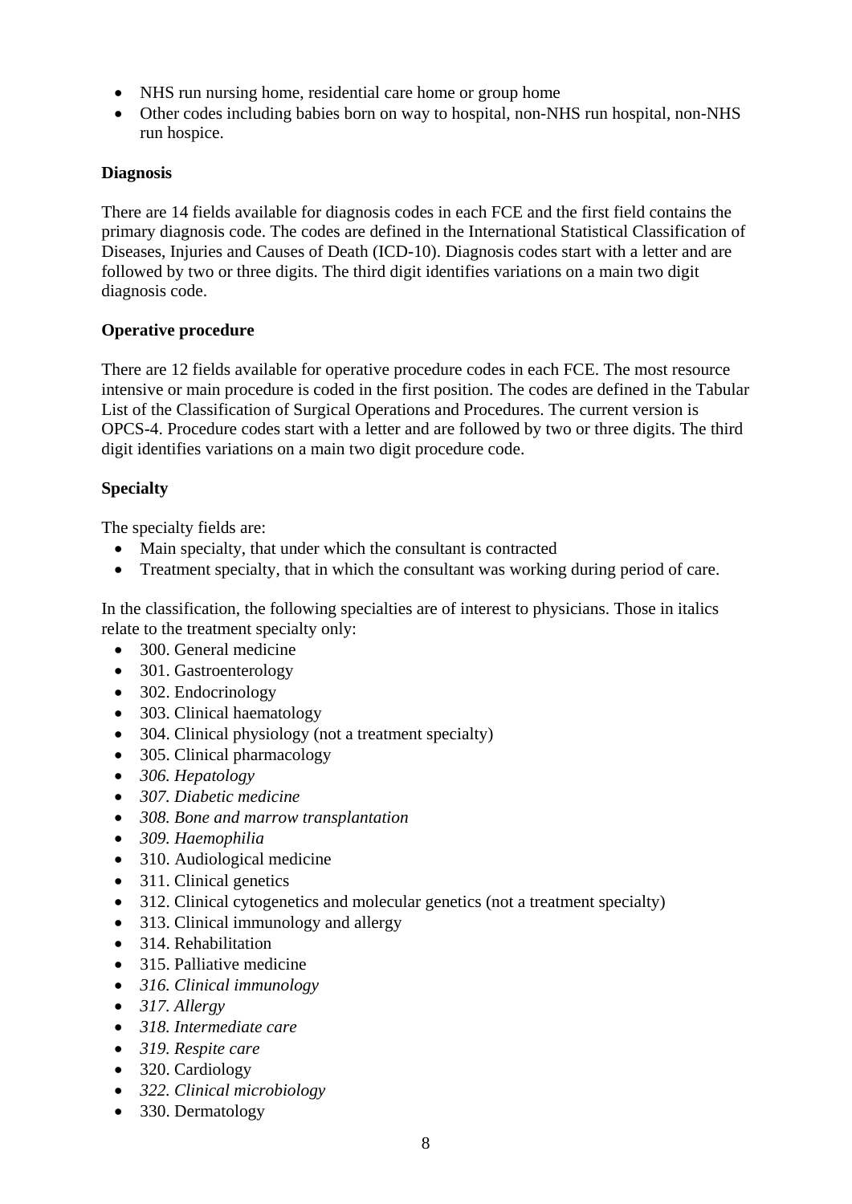- NHS run nursing home, residential care home or group home
- Other codes including babies born on way to hospital, non-NHS run hospital, non-NHS run hospice.

**Diagnosis**

There are 14 fields available for diagnosis codes in each FCE and the first field contains the primary diagnosis code. The codes are defined in the International Statistical Classification of Diseases, Injuries and Causes of Death (ICD-10). Diagnosis codes start with a letter and are followed by two or three digits. The third digit identifies variations on a main two digit diagnosis code.

**Operative procedure**

There are 12 fields available for operative procedure codes in each FCE. The most resource intensive or main procedure is coded in the first position. The codes are defined in the Tabular List of the Classification of Surgical Operations and Procedures. The current version is OPCS-4. Procedure codes start with a letter and are followed by two or three digits. The third digit identifies variations on a main two digit procedure code.

**Specialty**

The specialty fields are:

- Main specialty, that under which the consultant is contracted
- Treatment specialty, that in which the consultant was working during period of care.

In the classification, the following specialties are of interest to physicians. Those in italics relate to the treatment specialty only:

- 300. General medicine
- 301. Gastroenterology
- 302. Endocrinology
- 303. Clinical haematology
- 304. Clinical physiology (not a treatment specialty)
- 305. Clinical pharmacology
- *306. Hepatology*
- *307. Diabetic medicine*
- *308. Bone and marrow transplantation*
- *309. Haemophilia*
- 310. Audiological medicine
- 311. Clinical genetics
- 312. Clinical cytogenetics and molecular genetics (not a treatment specialty)
- 313. Clinical immunology and allergy
- 314. Rehabilitation
- 315. Palliative medicine
- *316. Clinical immunology*
- *317. Allergy*
- *318. Intermediate care*
- *319. Respite care*
- 320. Cardiology
- *322. Clinical microbiology*
- 330. Dermatology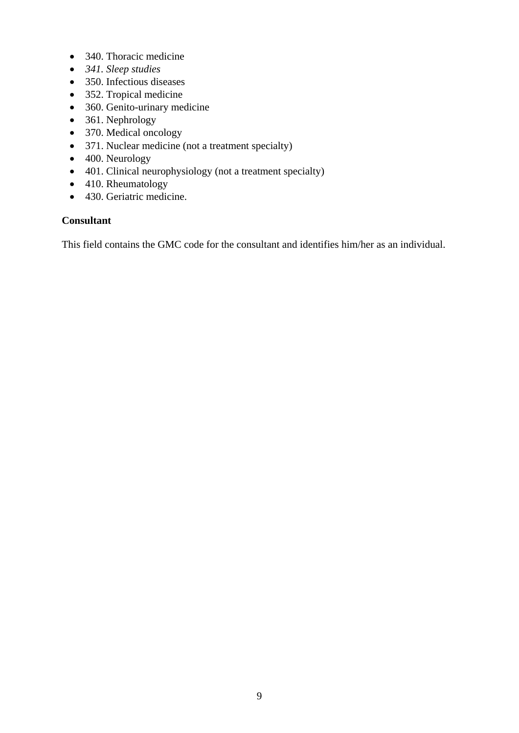- 340. Thoracic medicine
- *341. Sleep studies*
- 350. Infectious diseases
- 352. Tropical medicine
- 360. Genito-urinary medicine
- 361. Nephrology
- 370. Medical oncology
- 371. Nuclear medicine (not a treatment specialty)
- 400. Neurology
- 401. Clinical neurophysiology (not a treatment specialty)
- 410. Rheumatology
- 430. Geriatric medicine.

**Consultant**

This field contains the GMC code for the consultant and identifies him/her as an individual.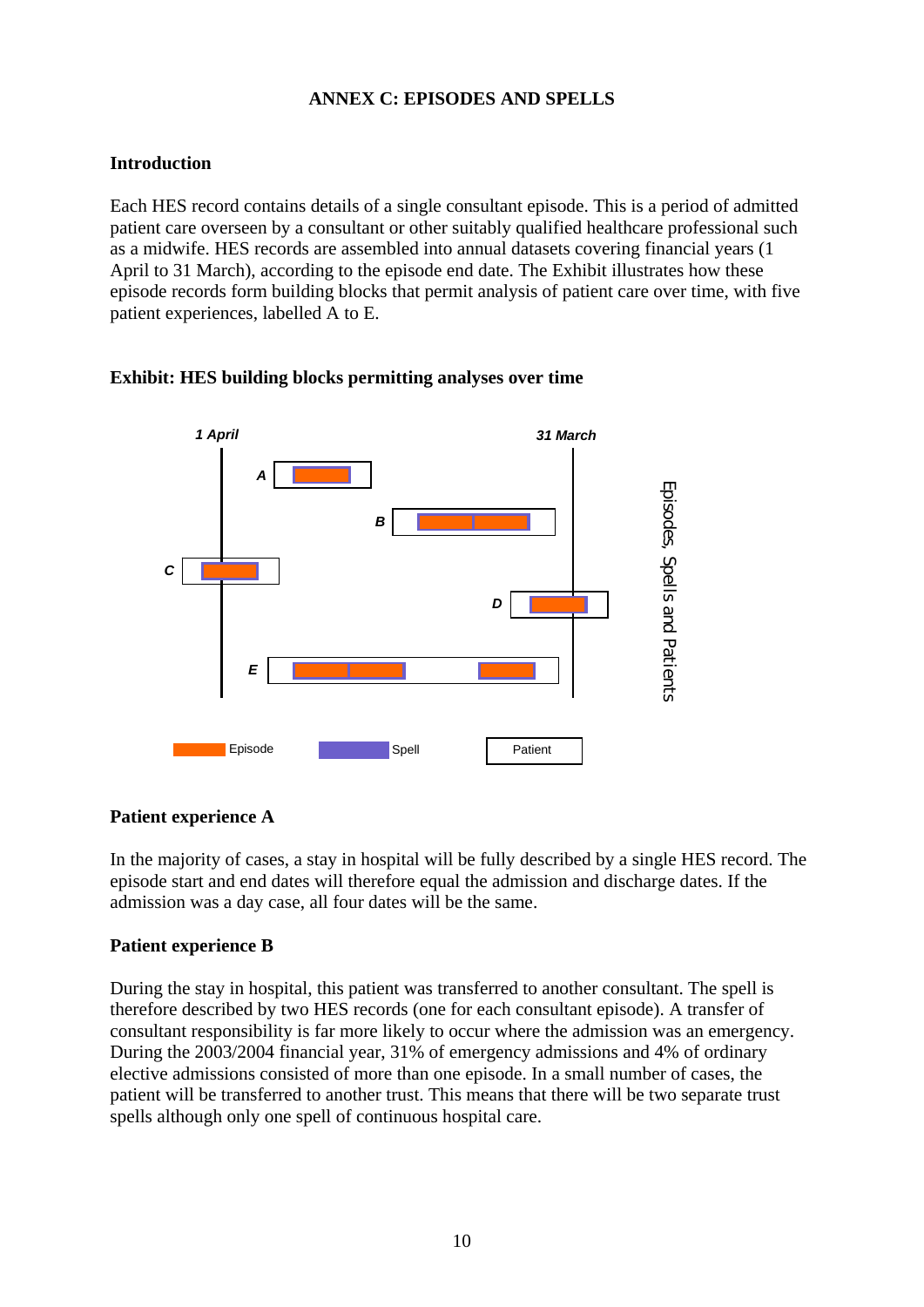# ANNEX C: EPISODES AND SPELLS

## Introduction

Each HES record contains details of a single consultant episode. This is a period of admitted patient care overseen by a consultant or other suitably qualified healthcare professional such as a midwife. HES records are assembled into annual datasets covering financial years (1 April to 31 March), according to the episode end date. The Exhibit illustrates how these episode records form building blocks that permit analysis of patient care over time, with five patient experiences, labelled A to E.

### Exhibit: HES building blocks permitting analyses over time

## Patient experience A

In the majority of cases, a stay in hospital will be fully described by a single HES record. The episode start and end dates will therefore equal the admission and discharge dates. If the admission was a day case, all four dates will be the same.

## Patient experience B

During the stay in hospital, this patient was transferred to another consultant. The spell is therefore described by two HES records (one for each consultant episode). A transfer of consultant responsibility is far more likely to occur where the admission was an emergency. During the 2003/2004 financial year, 31% of emergency admissions and 4% of ordinary elective admissions consisted of more than one episode. In a small number of cases, the patient will be transferred to another trust. This means that there will be two separate trust spells although only one spell of continuous hospital care.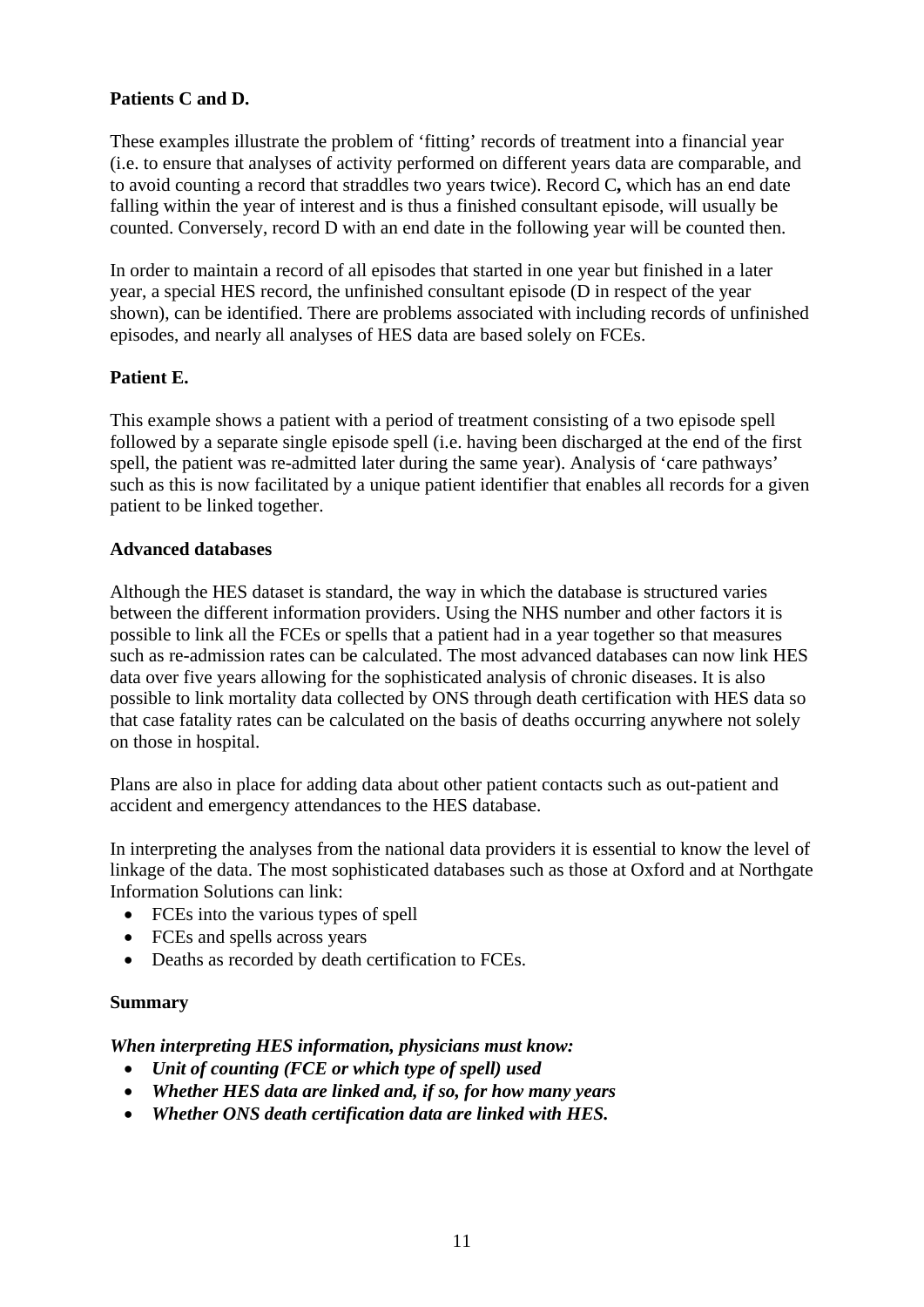**Patients C and D.**

These examples illustrate the problem of 'fitting' records of treatment into a financial year (i.e. to ensure that analyses of activity performed on different years data are comparable, and to avoid counting a record that straddles two years twice). Record C**,** which has an end date falling within the year of interest and is thus a finished consultant episode, will usually be counted. Conversely, record D with an end date in the following year will be counted then.

In order to maintain a record of all episodes that started in one year but finished in a later year, a special HES record, the unfinished consultant episode (D in respect of the year shown), can be identified. There are problems associated with including records of unfinished episodes, and nearly all analyses of HES data are based solely on FCEs.

**Patient E.**

This example shows a patient with a period of treatment consisting of a two episode spell followed by a separate single episode spell (i.e. having been discharged at the end of the first spell, the patient was re-admitted later during the same year). Analysis of 'care pathways' such as this is now facilitated by a unique patient identifier that enables all records for a given patient to be linked together.

**Advanced databases**

Although the HES dataset is standard, the way in which the database is structured varies between the different information providers. Using the NHS number and other factors it is possible to link all the FCEs or spells that a patient had in a year together so that measures such as re-admission rates can be calculated. The most advanced databases can now link HES data over five years allowing for the sophisticated analysis of chronic diseases. It is also possible to link mortality data collected by ONS through death certification with HES data so that case fatality rates can be calculated on the basis of deaths occurring anywhere not solely on those in hospital.

Plans are also in place for adding data about other patient contacts such as out-patient and accident and emergency attendances to the HES database.

In interpreting the analyses from the national data providers it is essential to know the level of linkage of the data. The most sophisticated databases such as those at Oxford and at Northgate Information Solutions can link:

- FCEs into the various types of spell
- FCEs and spells across years
- Deaths as recorded by death certification to FCEs.

**Summary**

***When interpreting HES information, physicians must know:***

- ***Unit of counting (FCE or which type of spell) used***
- ***Whether HES data are linked and, if so, for how many years***
- ***Whether ONS death certification data are linked with HES.***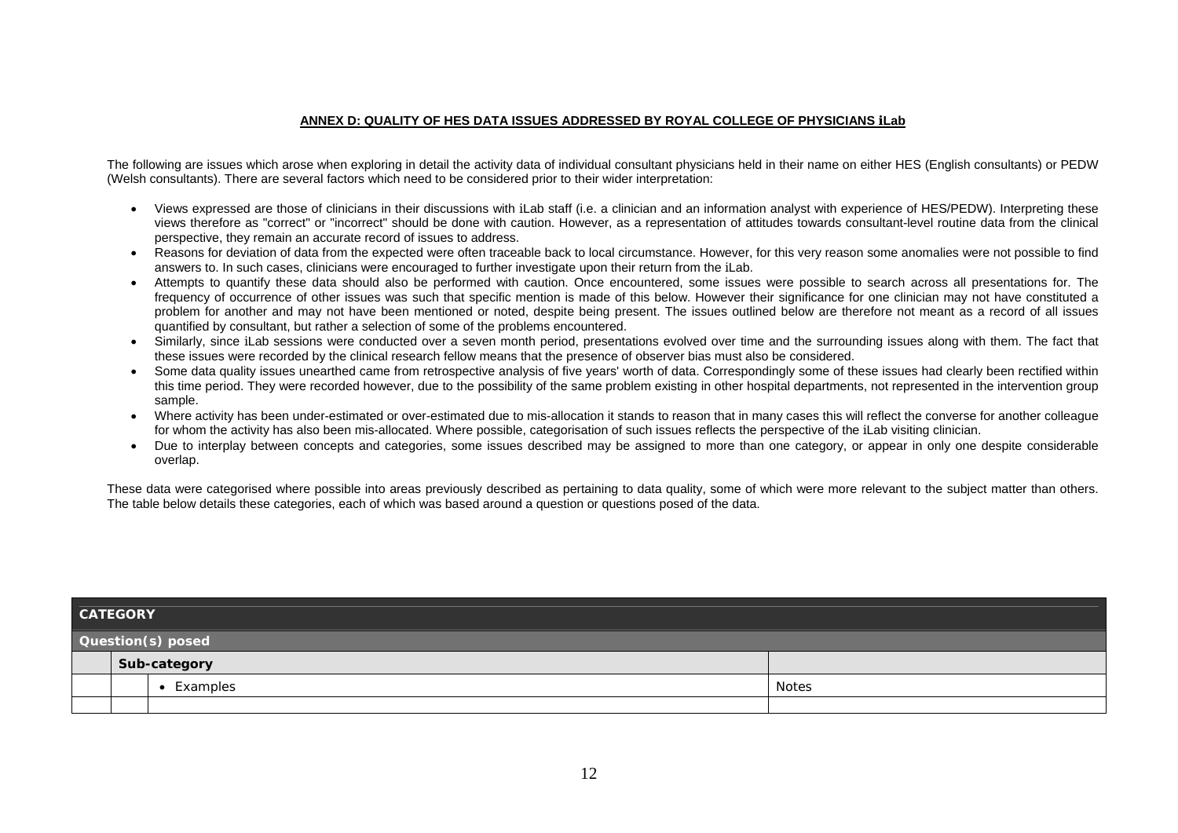## ANNEX D: QUALITY OF HES DATA ISSUES ADDRESSED BY ROYAL COLLEGE OF PHYSICIANS iLab

The following are issues which arose when exploring in detail the activity data of individual consultant physicians held in their name on either HES (English consultants) or PEDW (Welsh consultants). There are several factors which need to be considered prior to their wider interpretation:

- Views expressed are those of clinicians in their discussions with iLab staff (i.e. a clinician and an information analyst with experience of HES/PEDW). Interpreting these views therefore as "correct" or "incorrect" should be done with caution. However, as a representation of attitudes towards consultant-level routine data from the clinical perspective, they remain an accurate record of issues to address.
- Reasons for deviation of data from the expected were often traceable back to local circumstance. However, for this very reason some anomalies were not possible to find answers to. In such cases, clinicians were encouraged to further investigate upon their return from the iLab.
- Attempts to quantify these data should also be performed with caution. Once encountered, some issues were possible to search across all presentations for. The frequency of occurrence of other issues was such that specific mention is made of this below. However their significance for one clinician may not have constituted a problem for another and may not have been mentioned or noted, despite being present. The issues outlined below are therefore not meant as a record of all issues quantified by consultant, but rather a selection of some of the problems encountered.
- Similarly, since iLab sessions were conducted over a seven month period, presentations evolved over time and the surrounding issues along with them. The fact that these issues were recorded by the clinical research fellow means that the presence of observer bias must also be considered.
- Some data quality issues unearthed came from retrospective analysis of five years' worth of data. Correspondingly some of these issues had clearly been rectified within this time period. They were recorded however, due to the possibility of the same problem existing in other hospital departments, not represented in the intervention group sample.
- Where activity has been under-estimated or over-estimated due to mis-allocation it stands to reason that in many cases this will reflect the converse for another colleague for whom the activity has also been mis-allocated. Where possible, categorisation of such issues reflects the perspective of the iLab visiting clinician.
- Due to interplay between concepts and categories, some issues described may be assigned to more than one category, or appear in only one despite considerable overlap.

These data were categorised where possible into areas previously described as pertaining to data quality, some of which were more relevant to the subject matter than others. The table below details these categories, each of which was based around a question or questions posed of the data.

| CATEGORY | | | |
|---|---|---|---|
| **Question(s) posed** | | | |
| | **Sub-category** | | |
| | | • Examples | Notes |
| | | | |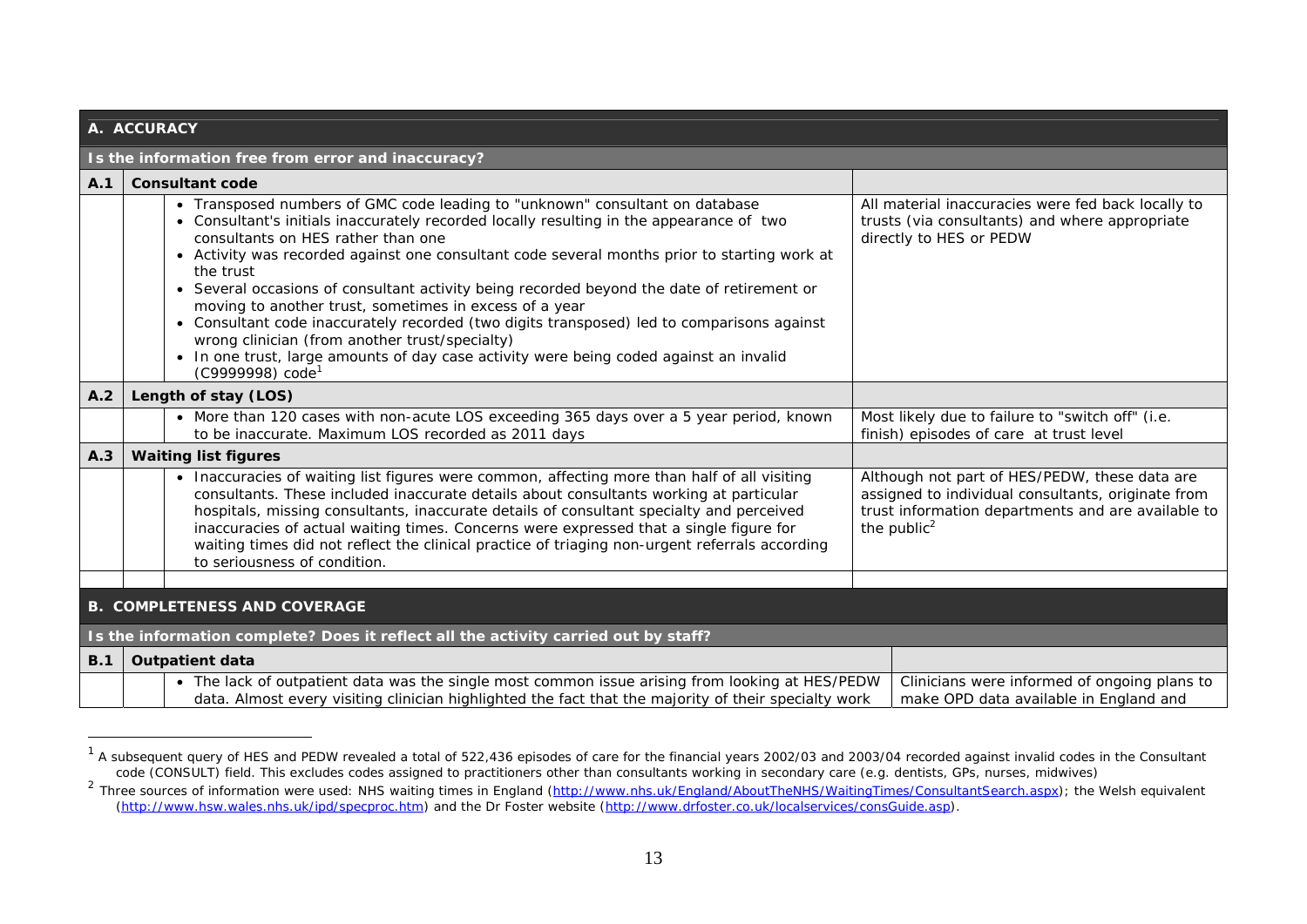| | | | |
|---|---|---|---|
| **A. ACCURACY** | | | |
| **Is the information free from error and inaccuracy?** | | | |
| **A.1** | **Consultant code** | | |
| | | • Transposed numbers of GMC code leading to "unknown" consultant on database<br>• Consultant's initials inaccurately recorded locally resulting in the appearance of two consultants on HES rather than one<br>• Activity was recorded against one consultant code several months prior to starting work at the trust<br>• Several occasions of consultant activity being recorded beyond the date of retirement or moving to another trust, sometimes in excess of a year<br>• Consultant code inaccurately recorded (two digits transposed) led to comparisons against wrong clinician (from another trust/specialty)<br>• In one trust, large amounts of day case activity were being coded against an invalid (C9999998) code[1] | All material inaccuracies were fed back locally to trusts (via consultants) and where appropriate directly to HES or PEDW |
| **A.2** | **Length of stay (LOS)** | | |
| | | • More than 120 cases with non-acute LOS exceeding 365 days over a 5 year period, known to be inaccurate. Maximum LOS recorded as 2011 days | Most likely due to failure to "switch off" (i.e. finish) episodes of care at trust level |
| **A.3** | **Waiting list figures** | | |
| | | • Inaccuracies of waiting list figures were common, affecting more than half of all visiting consultants. These included inaccurate details about consultants working at particular hospitals, missing consultants, inaccurate details of consultant specialty and perceived inaccuracies of actual waiting times. Concerns were expressed that a single figure for waiting times did not reflect the clinical practice of triaging non-urgent referrals according to seriousness of condition. | Although not part of HES/PEDW, these data are assigned to individual consultants, originate from trust information departments and are available to the public[2] |
| | | | |
| **B. COMPLETENESS AND COVERAGE** | | | |
| **Is the information complete? Does it reflect all the activity carried out by staff?** | | | |
| **B.1** | **Outpatient data** | | |
| | | • The lack of outpatient data was the single most common issue arising from looking at HES/PEDW data. Almost every visiting clinician highlighted the fact that the majority of their specialty work | Clinicians were informed of ongoing plans to make OPD data available in England and |

[1] A subsequent query of HES and PEDW revealed a total of 522,436 episodes of care for the financial years 2002/03 and 2003/04 recorded against invalid codes in the Consultant code (CONSULT) field. This excludes codes assigned to practitioners other than consultants working in secondary care (e.g. dentists, GPs, nurses, midwives)

[2] Three sources of information were used: NHS waiting times in England (http://www.nhs.uk/England/AboutTheNHS/WaitingTimes/ConsultantSearch.aspx); the Welsh equivalent (http://www.hsw.wales.nhs.uk/ipd/specproc.htm) and the Dr Foster website (http://www.drfoster.co.uk/localservices/consGuide.asp).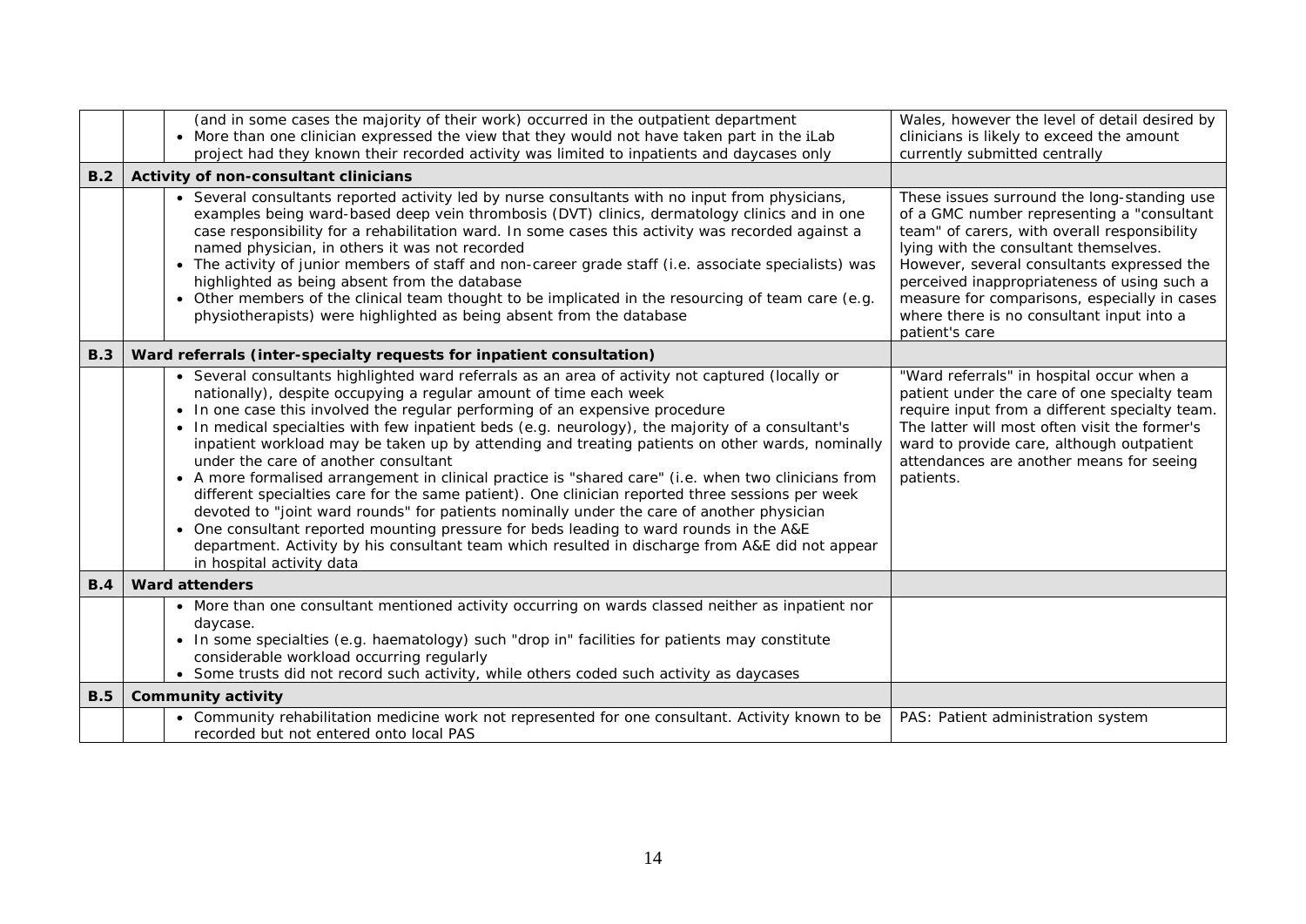| | | | |
|---|---|---|---|
| | | (and in some cases the majority of their work) occurred in the outpatient department<br>• More than one clinician expressed the view that they would not have taken part in the iLab project had they known their recorded activity was limited to inpatients and daycases only | Wales, however the level of detail desired by clinicians is likely to exceed the amount currently submitted centrally |
| **B.2** | **Activity of non-consultant clinicians** | | |
| | | • Several consultants reported activity led by nurse consultants with no input from physicians, examples being ward-based deep vein thrombosis (DVT) clinics, dermatology clinics and in one case responsibility for a rehabilitation ward. In some cases this activity was recorded against a named physician, in others it was not recorded<br>• The activity of junior members of staff and non-career grade staff (i.e. associate specialists) was highlighted as being absent from the database<br>• Other members of the clinical team thought to be implicated in the resourcing of team care (e.g. physiotherapists) were highlighted as being absent from the database | These issues surround the long-standing use of a GMC number representing a "consultant team" of carers, with overall responsibility lying with the consultant themselves. However, several consultants expressed the perceived inappropriateness of using such a measure for comparisons, especially in cases where there is no consultant input into a patient's care |
| **B.3** | **Ward referrals (inter-specialty requests for inpatient consultation)** | | |
| | | • Several consultants highlighted ward referrals as an area of activity not captured (locally or nationally), despite occupying a regular amount of time each week<br>• In one case this involved the regular performing of an expensive procedure<br>• In medical specialties with few inpatient beds (e.g. neurology), the majority of a consultant's inpatient workload may be taken up by attending and treating patients on other wards, nominally under the care of another consultant<br>• A more formalised arrangement in clinical practice is "shared care" (i.e. when two clinicians from different specialties care for the same patient). One clinician reported three sessions per week devoted to "joint ward rounds" for patients nominally under the care of another physician<br>• One consultant reported mounting pressure for beds leading to ward rounds in the A&E department. Activity by his consultant team which resulted in discharge from A&E did not appear in hospital activity data | "Ward referrals" in hospital occur when a patient under the care of one specialty team require input from a different specialty team. The latter will most often visit the former's ward to provide care, although outpatient attendances are another means for seeing patients. |
| **B.4** | **Ward attenders** | | |
| | | • More than one consultant mentioned activity occurring on wards classed neither as inpatient nor daycase.<br>• In some specialties (e.g. haematology) such "drop in" facilities for patients may constitute considerable workload occurring regularly<br>• Some trusts did not record such activity, while others coded such activity as daycases | |
| **B.5** | **Community activity** | | |
| | | • Community rehabilitation medicine work not represented for one consultant. Activity known to be recorded but not entered onto local PAS | PAS: Patient administration system |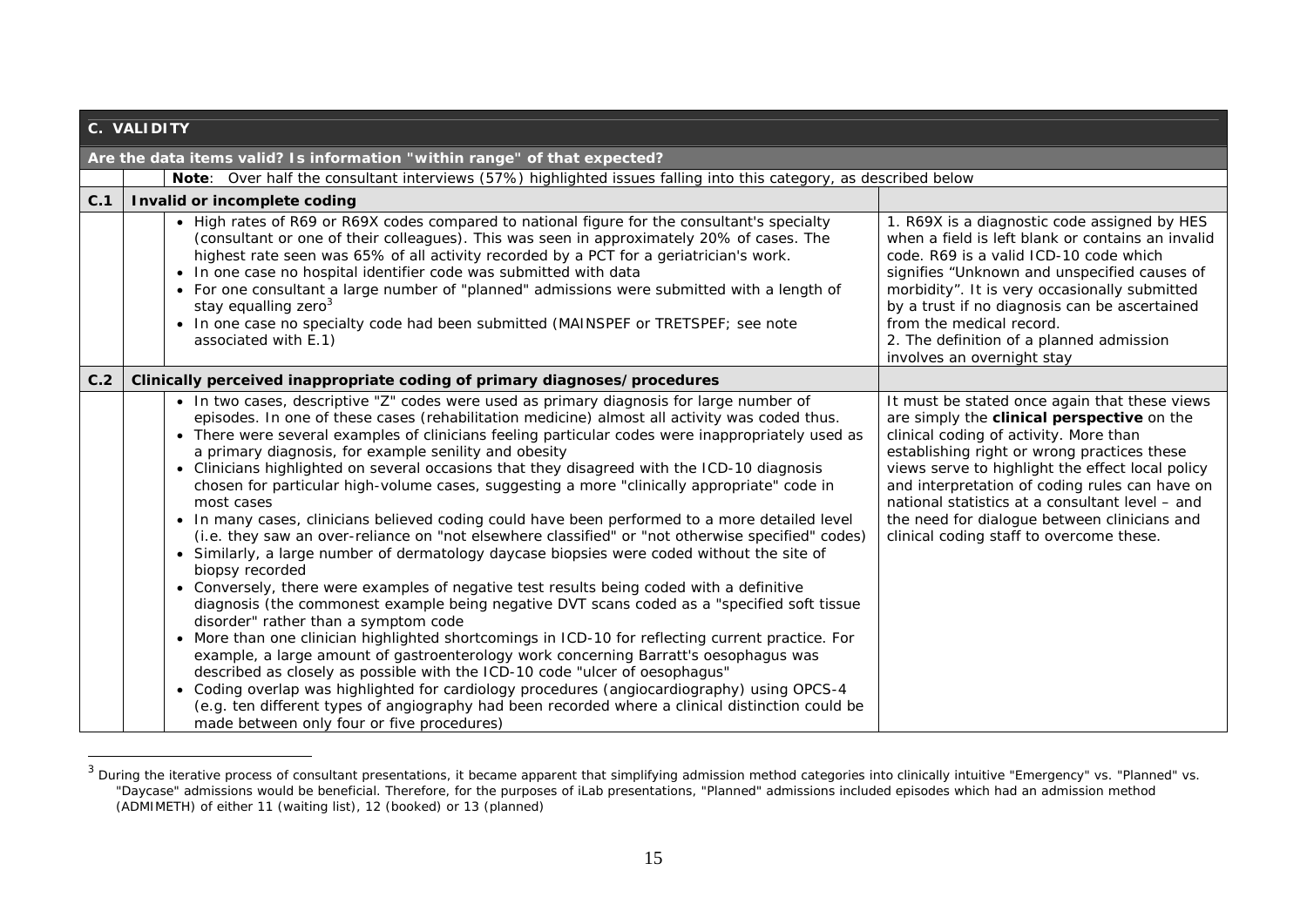| C. VALIDITY | | | |
|---|---|---|---|
| **Are the data items valid? Is information "within range" of that expected?** | | | |
| | | **Note**: Over half the consultant interviews (57%) highlighted issues falling into this category, as described below | |
| **C.1** | **Invalid or incomplete coding** | | |
| | | • High rates of R69 or R69X codes compared to national figure for the consultant's specialty (consultant or one of their colleagues). This was seen in approximately 20% of cases. The highest rate seen was 65% of all activity recorded by a PCT for a geriatrician's work.<br>• In one case no hospital identifier code was submitted with data<br>• For one consultant a large number of "planned" admissions were submitted with a length of stay equalling zero[3]<br>• In one case no specialty code had been submitted (MAINSPEF or TRETSPEF; see note associated with E.1) | 1. R69X is a diagnostic code assigned by HES when a field is left blank or contains an invalid code. R69 is a valid ICD-10 code which signifies "Unknown and unspecified causes of morbidity". It is very occasionally submitted by a trust if no diagnosis can be ascertained from the medical record.<br>2. The definition of a planned admission involves an overnight stay |
| **C.2** | **Clinically perceived inappropriate coding of primary diagnoses/procedures** | | |
| | | • In two cases, descriptive "Z" codes were used as primary diagnosis for large number of episodes. In one of these cases (rehabilitation medicine) almost all activity was coded thus.<br>• There were several examples of clinicians feeling particular codes were inappropriately used as a primary diagnosis, for example senility and obesity<br>• Clinicians highlighted on several occasions that they disagreed with the ICD-10 diagnosis chosen for particular high-volume cases, suggesting a more "clinically appropriate" code in most cases<br>• In many cases, clinicians believed coding could have been performed to a more detailed level (i.e. they saw an over-reliance on "not elsewhere classified" or "not otherwise specified" codes)<br>• Similarly, a large number of dermatology daycase biopsies were coded without the site of biopsy recorded<br>• Conversely, there were examples of negative test results being coded with a definitive diagnosis (the commonest example being negative DVT scans coded as a "specified soft tissue disorder" rather than a symptom code<br>• More than one clinician highlighted shortcomings in ICD-10 for reflecting current practice. For example, a large amount of gastroenterology work concerning Barratt's oesophagus was described as closely as possible with the ICD-10 code "ulcer of oesophagus"<br>• Coding overlap was highlighted for cardiology procedures (angiocardiography) using OPCS-4 (e.g. ten different types of angiography had been recorded where a clinical distinction could be made between only four or five procedures) | It must be stated once again that these views are simply the **clinical perspective** on the clinical coding of activity. More than establishing right or wrong practices these views serve to highlight the effect local policy and interpretation of coding rules can have on national statistics at a consultant level – and the need for dialogue between clinicians and clinical coding staff to overcome these. |

[3] During the iterative process of consultant presentations, it became apparent that simplifying admission method categories into clinically intuitive "Emergency" vs. "Planned" vs. "Daycase" admissions would be beneficial. Therefore, for the purposes of iLab presentations, "Planned" admissions included episodes which had an admission method (ADMIMETH) of either 11 (waiting list), 12 (booked) or 13 (planned)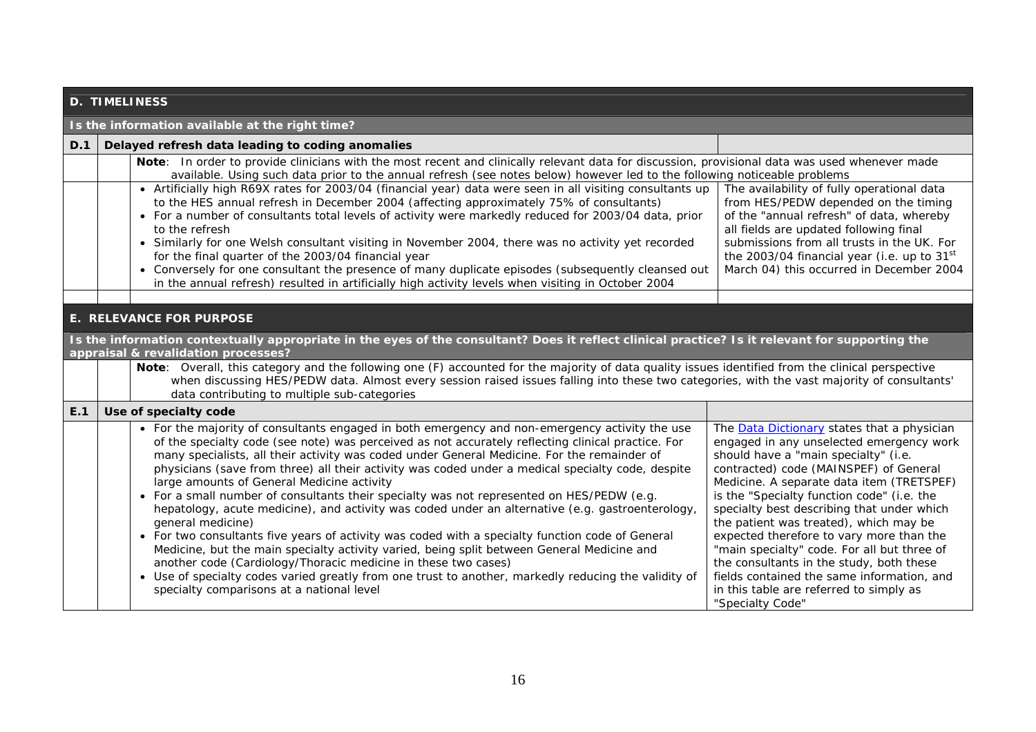| | | | |
|---|---|---|---|
| **D. TIMELINESS** | | | |
| **Is the information available at the right time?** | | | |
| **D.1** | **Delayed refresh data leading to coding anomalies** | | |
| | | **Note**: In order to provide clinicians with the most recent and clinically relevant data for discussion, provisional data was used whenever made available. Using such data prior to the annual refresh (see notes below) however led to the following noticeable problems | |
| | | • Artificially high R69X rates for 2003/04 (financial year) data were seen in all visiting consultants up to the HES annual refresh in December 2004 (affecting approximately 75% of consultants)<br>• For a number of consultants total levels of activity were markedly reduced for 2003/04 data, prior to the refresh<br>• Similarly for one Welsh consultant visiting in November 2004, there was no activity yet recorded for the final quarter of the 2003/04 financial year<br>• Conversely for one consultant the presence of many duplicate episodes (subsequently cleansed out in the annual refresh) resulted in artificially high activity levels when visiting in October 2004 | The availability of fully operational data from HES/PEDW depended on the timing of the "annual refresh" of data, whereby all fields are updated following final submissions from all trusts in the UK. For the 2003/04 financial year (i.e. up to 31st March 04) this occurred in December 2004 |
| | | | |
| **E. RELEVANCE FOR PURPOSE** | | | |
| **Is the information contextually appropriate in the eyes of the consultant? Does it reflect clinical practice? Is it relevant for supporting the appraisal & revalidation processes?** | | | |
| | | **Note**: Overall, this category and the following one (F) accounted for the majority of data quality issues identified from the clinical perspective when discussing HES/PEDW data. Almost every session raised issues falling into these two categories, with the vast majority of consultants' data contributing to multiple sub-categories | |
| **E.1** | **Use of specialty code** | | |
| | | • For the majority of consultants engaged in both emergency and non-emergency activity the use of the specialty code (see note) was perceived as not accurately reflecting clinical practice. For many specialists, all their activity was coded under General Medicine. For the remainder of physicians (save from three) all their activity was coded under a medical specialty code, despite large amounts of General Medicine activity<br>• For a small number of consultants their specialty was not represented on HES/PEDW (e.g. hepatology, acute medicine), and activity was coded under an alternative (e.g. gastroenterology, general medicine)<br>• For two consultants five years of activity was coded with a specialty function code of General Medicine, but the main specialty activity varied, being split between General Medicine and another code (Cardiology/Thoracic medicine in these two cases)<br>• Use of specialty codes varied greatly from one trust to another, markedly reducing the validity of specialty comparisons at a national level | The [Data Dictionary](Data Dictionary) states that a physician engaged in any unselected emergency work should have a "main specialty" (i.e. contracted) code (MAINSPEF) of General Medicine. A separate data item (TRETSPEF) is the "Specialty function code" (i.e. the specialty best describing that under which the patient was treated), which may be expected therefore to vary more than the "main specialty" code. For all but three of the consultants in the study, both these fields contained the same information, and in this table are referred to simply as "Specialty Code" |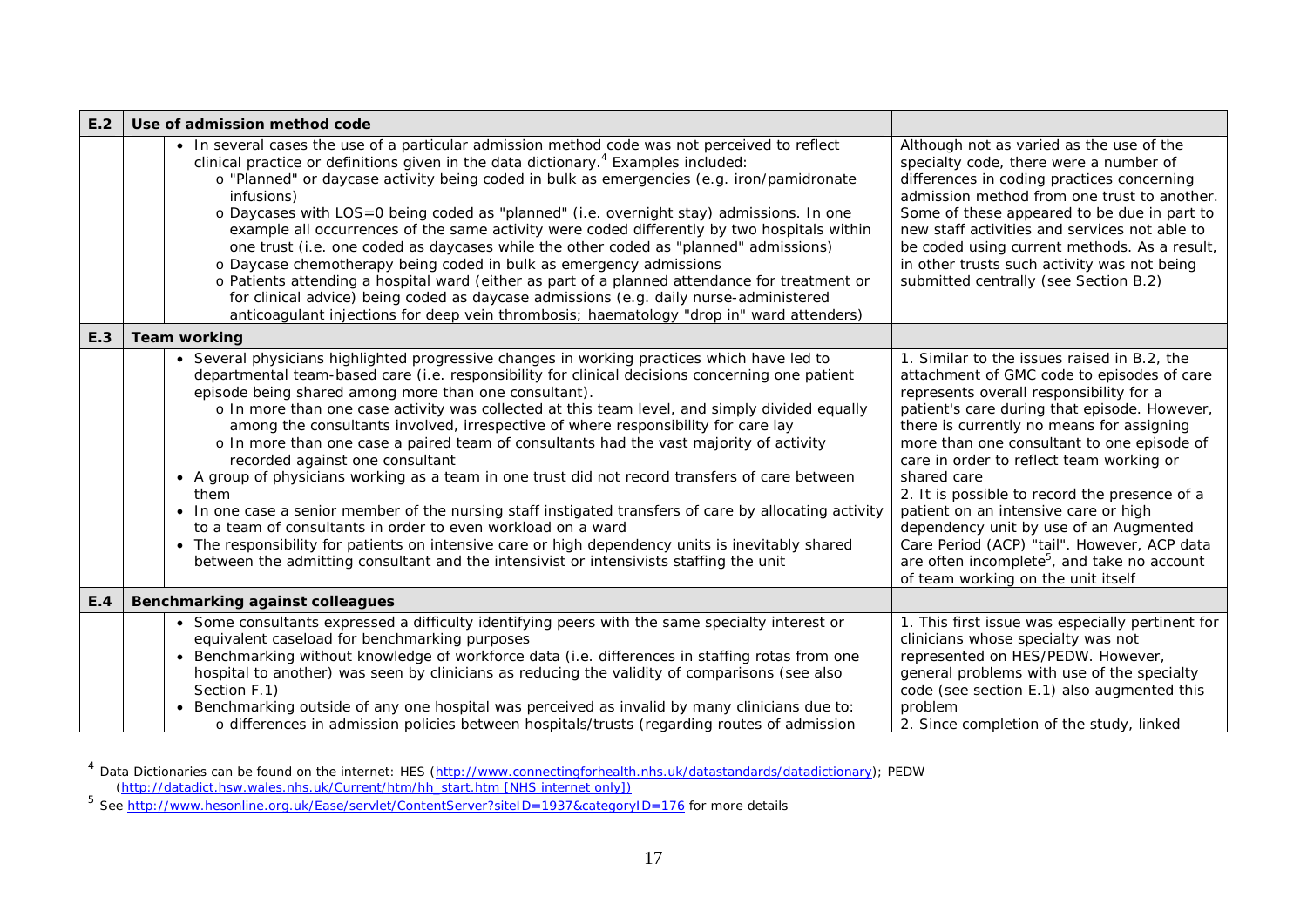| E.2 | Use of admission method code | |
|---|---|---|
| | • In several cases the use of a particular admission method code was not perceived to reflect clinical practice or definitions given in the data dictionary.[4] Examples included:<br>o "Planned" or daycase activity being coded in bulk as emergencies (e.g. iron/pamidronate infusions)<br>o Daycases with LOS=0 being coded as "planned" (i.e. overnight stay) admissions. In one example all occurrences of the same activity were coded differently by two hospitals within one trust (i.e. one coded as daycases while the other coded as "planned" admissions)<br>o Daycase chemotherapy being coded in bulk as emergency admissions<br>o Patients attending a hospital ward (either as part of a planned attendance for treatment or for clinical advice) being coded as daycase admissions (e.g. daily nurse-administered anticoagulant injections for deep vein thrombosis; haematology "drop in" ward attenders) | Although not as varied as the use of the specialty code, there were a number of differences in coding practices concerning admission method from one trust to another. Some of these appeared to be due in part to new staff activities and services not able to be coded using current methods. As a result, in other trusts such activity was not being submitted centrally (see Section B.2) |
| **E.3** | **Team working** | |
| | • Several physicians highlighted progressive changes in working practices which have led to departmental team-based care (i.e. responsibility for clinical decisions concerning one patient episode being shared among more than one consultant).<br>o In more than one case activity was collected at this team level, and simply divided equally among the consultants involved, irrespective of where responsibility for care lay<br>o In more than one case a paired team of consultants had the vast majority of activity recorded against one consultant<br>• A group of physicians working as a team in one trust did not record transfers of care between them<br>• In one case a senior member of the nursing staff instigated transfers of care by allocating activity to a team of consultants in order to even workload on a ward<br>• The responsibility for patients on intensive care or high dependency units is inevitably shared between the admitting consultant and the intensivist or intensivists staffing the unit | 1. Similar to the issues raised in B.2, the attachment of GMC code to episodes of care represents overall responsibility for a patient's care during that episode. However, there is currently no means for assigning more than one consultant to one episode of care in order to reflect team working or shared care<br>2. It is possible to record the presence of a patient on an intensive care or high dependency unit by use of an Augmented Care Period (ACP) "tail". However, ACP data are often incomplete[5], and take no account of team working on the unit itself |
| **E.4** | **Benchmarking against colleagues** | |
| | • Some consultants expressed a difficulty identifying peers with the same specialty interest or equivalent caseload for benchmarking purposes<br>• Benchmarking without knowledge of workforce data (i.e. differences in staffing rotas from one hospital to another) was seen by clinicians as reducing the validity of comparisons (see also Section F.1)<br>• Benchmarking outside of any one hospital was perceived as invalid by many clinicians due to:<br>o differences in admission policies between hospitals/trusts (regarding routes of admission | 1. This first issue was especially pertinent for clinicians whose specialty was not represented on HES/PEDW. However, general problems with use of the specialty code (see section E.1) also augmented this problem<br>2. Since completion of the study, linked |

[4] Data Dictionaries can be found on the internet: HES (http://www.connectingforhealth.nhs.uk/datastandards/datadictionary); PEDW (http://datadict.hsw.wales.nhs.uk/Current/htm/hh_start.htm [NHS internet only])

[5] See http://www.hesonline.org.uk/Ease/servlet/ContentServer?siteID=1937&categoryID=176 for more details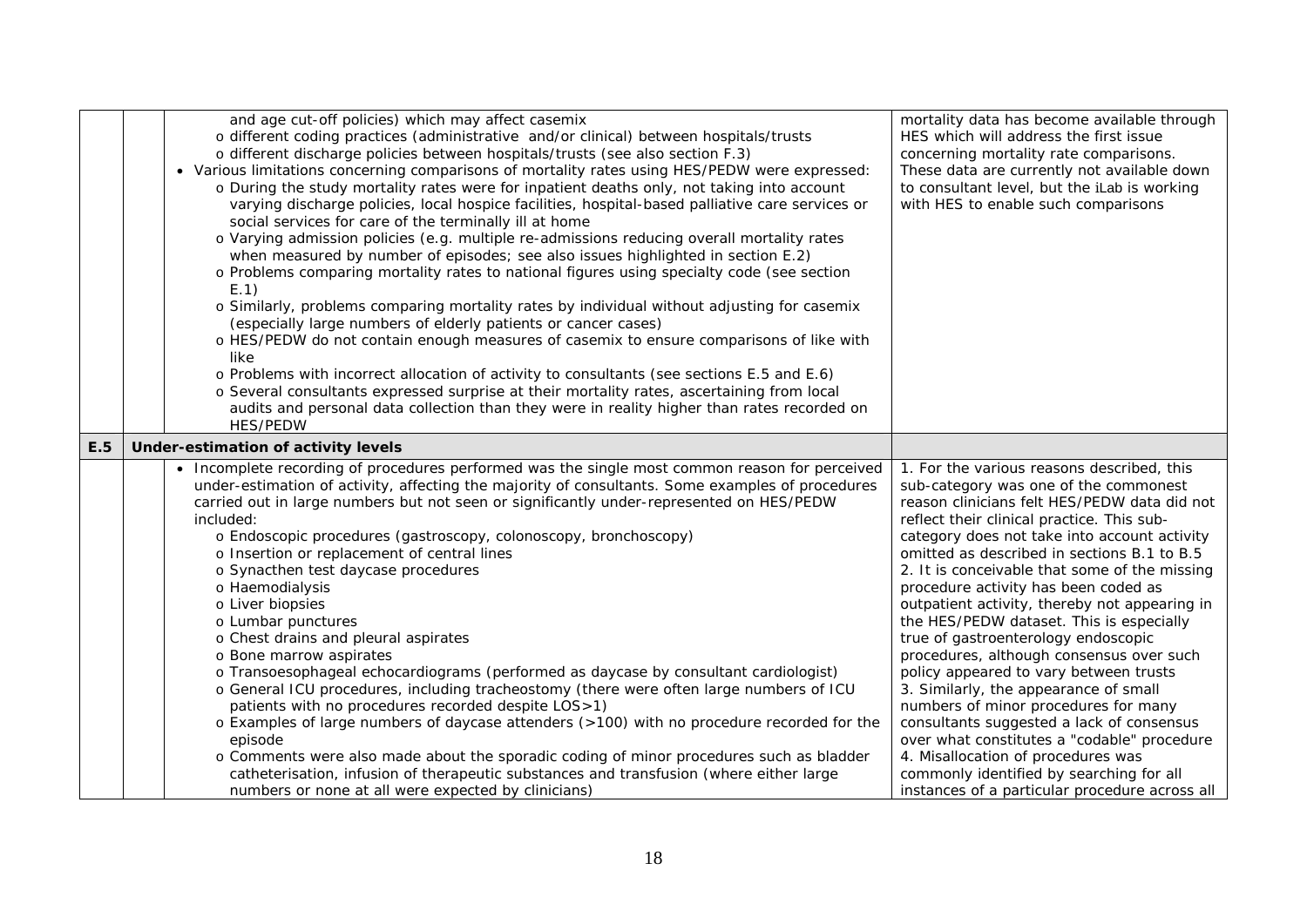| | | | |
|---|---|---|---|
| | | and age cut-off policies) which may affect casemix<br>o different coding practices (administrative and/or clinical) between hospitals/trusts<br>o different discharge policies between hospitals/trusts (see also section F.3)<br>• Various limitations concerning comparisons of mortality rates using HES/PEDW were expressed:<br>o During the study mortality rates were for inpatient deaths only, not taking into account varying discharge policies, local hospice facilities, hospital-based palliative care services or social services for care of the terminally ill at home<br>o Varying admission policies (e.g. multiple re-admissions reducing overall mortality rates when measured by number of episodes; see also issues highlighted in section E.2)<br>o Problems comparing mortality rates to national figures using specialty code (see section E.1)<br>o Similarly, problems comparing mortality rates by individual without adjusting for casemix (especially large numbers of elderly patients or cancer cases)<br>o HES/PEDW do not contain enough measures of casemix to ensure comparisons of like with like<br>o Problems with incorrect allocation of activity to consultants (see sections E.5 and E.6)<br>o Several consultants expressed surprise at their mortality rates, ascertaining from local audits and personal data collection than they were in reality higher than rates recorded on HES/PEDW | mortality data has become available through HES which will address the first issue concerning mortality rate comparisons. These data are currently not available down to consultant level, but the iLab is working with HES to enable such comparisons |
| **E.5** | | **Under-estimation of activity levels** | |
| | | • Incomplete recording of procedures performed was the single most common reason for perceived under-estimation of activity, affecting the majority of consultants. Some examples of procedures carried out in large numbers but not seen or significantly under-represented on HES/PEDW included:<br>o Endoscopic procedures (gastroscopy, colonoscopy, bronchoscopy)<br>o Insertion or replacement of central lines<br>o Synacthen test daycase procedures<br>o Haemodialysis<br>o Liver biopsies<br>o Lumbar punctures<br>o Chest drains and pleural aspirates<br>o Bone marrow aspirates<br>o Transoesophageal echocardiograms (performed as daycase by consultant cardiologist)<br>o General ICU procedures, including tracheostomy (there were often large numbers of ICU patients with no procedures recorded despite LOS>1)<br>o Examples of large numbers of daycase attenders (>100) with no procedure recorded for the episode<br>o Comments were also made about the sporadic coding of minor procedures such as bladder catheterisation, infusion of therapeutic substances and transfusion (where either large numbers or none at all were expected by clinicians) | 1. For the various reasons described, this sub-category was one of the commonest reason clinicians felt HES/PEDW data did not reflect their clinical practice. This sub-category does not take into account activity omitted as described in sections B.1 to B.5<br>2. It is conceivable that some of the missing procedure activity has been coded as outpatient activity, thereby not appearing in the HES/PEDW dataset. This is especially true of gastroenterology endoscopic procedures, although consensus over such policy appeared to vary between trusts<br>3. Similarly, the appearance of small numbers of minor procedures for many consultants suggested a lack of consensus over what constitutes a "codable" procedure<br>4. Misallocation of procedures was commonly identified by searching for all instances of a particular procedure across all |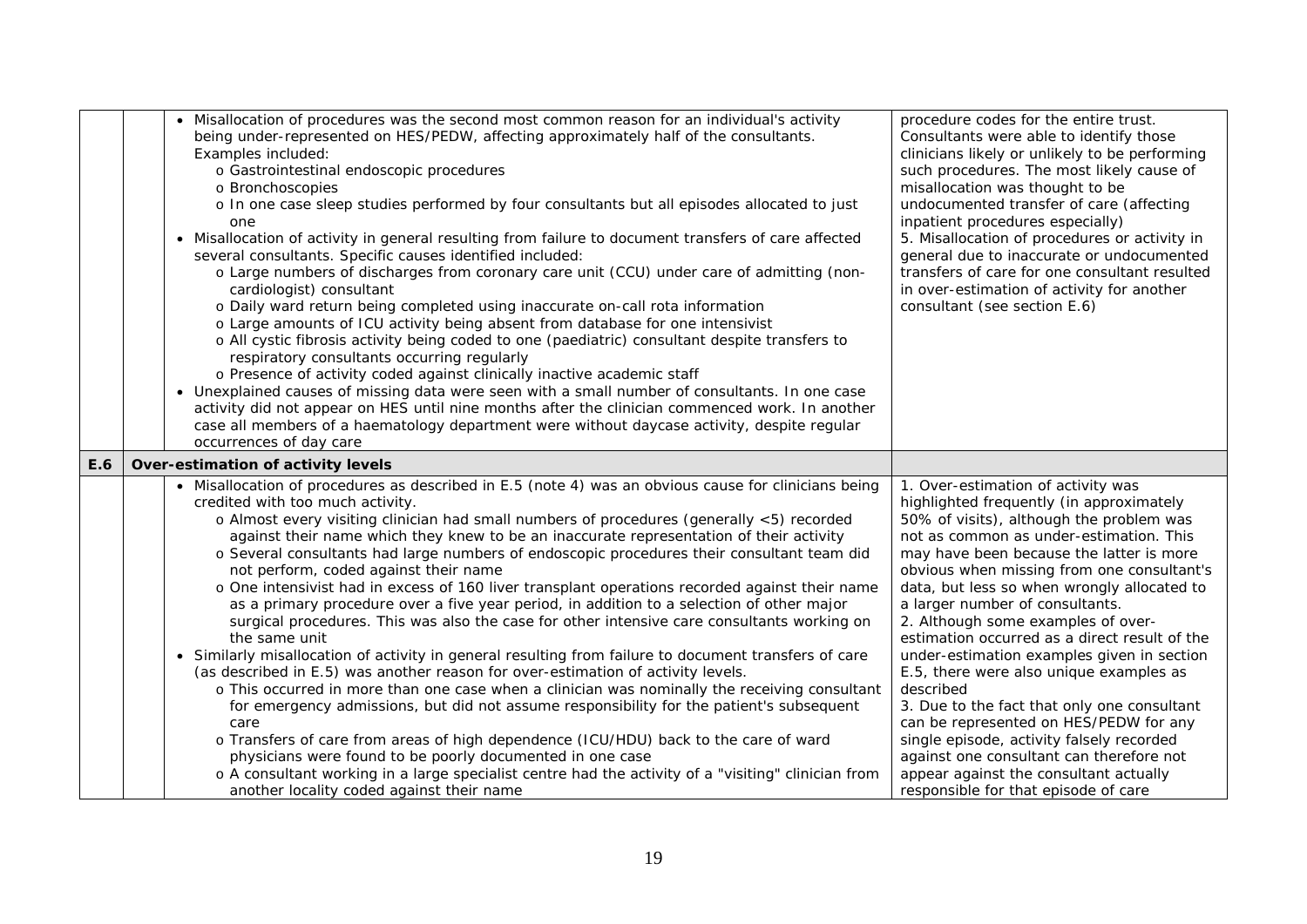| | | | |
|---|---|---|---|
| | | • Misallocation of procedures was the second most common reason for an individual's activity being under-represented on HES/PEDW, affecting approximately half of the consultants. Examples included:<br>o Gastrointestinal endoscopic procedures<br>o Bronchoscopies<br>o In one case sleep studies performed by four consultants but all episodes allocated to just one<br>• Misallocation of activity in general resulting from failure to document transfers of care affected several consultants. Specific causes identified included:<br>o Large numbers of discharges from coronary care unit (CCU) under care of admitting (non-cardiologist) consultant<br>o Daily ward return being completed using inaccurate on-call rota information<br>o Large amounts of ICU activity being absent from database for one intensivist<br>o All cystic fibrosis activity being coded to one (paediatric) consultant despite transfers to respiratory consultants occurring regularly<br>o Presence of activity coded against clinically inactive academic staff<br>• Unexplained causes of missing data were seen with a small number of consultants. In one case activity did not appear on HES until nine months after the clinician commenced work. In another case all members of a haematology department were without daycase activity, despite regular occurrences of day care | procedure codes for the entire trust. Consultants were able to identify those clinicians likely or unlikely to be performing such procedures. The most likely cause of misallocation was thought to be undocumented transfer of care (affecting inpatient procedures especially)<br>5. Misallocation of procedures or activity in general due to inaccurate or undocumented transfers of care for one consultant resulted in over-estimation of activity for another consultant (see section E.6) |
| **E.6** | **Over-estimation of activity levels** | | |
| | | • Misallocation of procedures as described in E.5 (note 4) was an obvious cause for clinicians being credited with too much activity.<br>o Almost every visiting clinician had small numbers of procedures (generally <5) recorded against their name which they knew to be an inaccurate representation of their activity<br>o Several consultants had large numbers of endoscopic procedures their consultant team did not perform, coded against their name<br>o One intensivist had in excess of 160 liver transplant operations recorded against their name as a primary procedure over a five year period, in addition to a selection of other major surgical procedures. This was also the case for other intensive care consultants working on the same unit<br>• Similarly misallocation of activity in general resulting from failure to document transfers of care (as described in E.5) was another reason for over-estimation of activity levels.<br>o This occurred in more than one case when a clinician was nominally the receiving consultant for emergency admissions, but did not assume responsibility for the patient's subsequent care<br>o Transfers of care from areas of high dependence (ICU/HDU) back to the care of ward physicians were found to be poorly documented in one case<br>o A consultant working in a large specialist centre had the activity of a "visiting" clinician from another locality coded against their name | 1. Over-estimation of activity was highlighted frequently (in approximately 50% of visits), although the problem was not as common as under-estimation. This may have been because the latter is more obvious when missing from one consultant's data, but less so when wrongly allocated to a larger number of consultants.<br>2. Although some examples of over-estimation occurred as a direct result of the under-estimation examples given in section E.5, there were also unique examples as described<br>3. Due to the fact that only one consultant can be represented on HES/PEDW for any single episode, activity falsely recorded against one consultant can therefore not appear against the consultant actually responsible for that episode of care |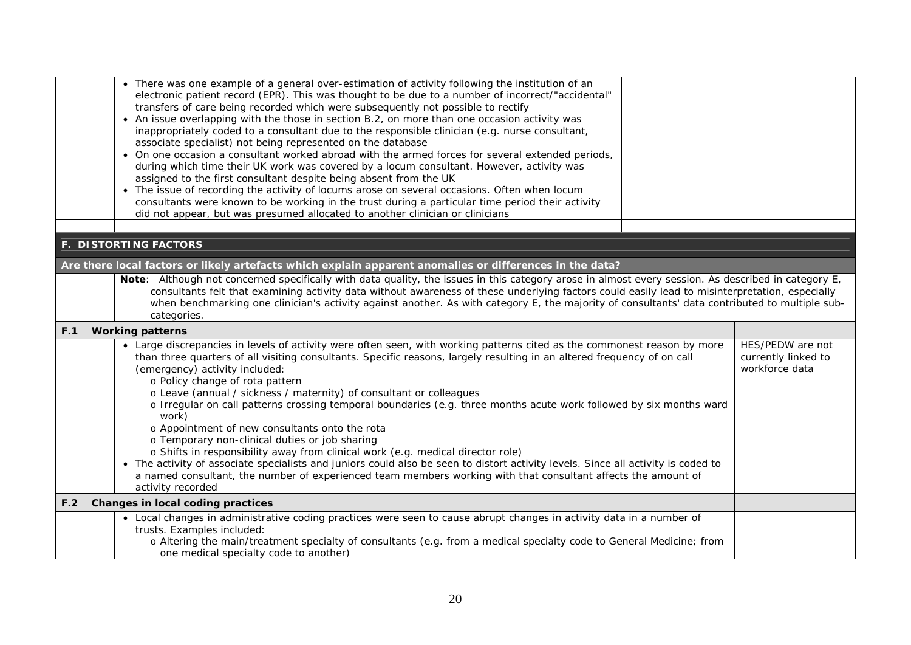| | | | |
|---|---|---|---|
| | | • There was one example of a general over-estimation of activity following the institution of an electronic patient record (EPR). This was thought to be due to a number of incorrect/"accidental" transfers of care being recorded which were subsequently not possible to rectify<br>• An issue overlapping with the those in section B.2, on more than one occasion activity was inappropriately coded to a consultant due to the responsible clinician (e.g. nurse consultant, associate specialist) not being represented on the database<br>• On one occasion a consultant worked abroad with the armed forces for several extended periods, during which time their UK work was covered by a locum consultant. However, activity was assigned to the first consultant despite being absent from the UK<br>• The issue of recording the activity of locums arose on several occasions. Often when locum consultants were known to be working in the trust during a particular time period their activity did not appear, but was presumed allocated to another clinician or clinicians | |

## F. DISTORTING FACTORS

**Are there local factors or likely artefacts which explain apparent anomalies or differences in the data?**

| | | | |
|---|---|---|---|
| | | **Note**: Although not concerned specifically with data quality, the issues in this category arose in almost every session. As described in category E, consultants felt that examining activity data without awareness of these underlying factors could easily lead to misinterpretation, especially when benchmarking one clinician's activity against another. As with category E, the majority of consultants' data contributed to multiple sub-categories. | |
| **F.1** | **Working patterns** | | |
| | | • Large discrepancies in levels of activity were often seen, with working patterns cited as the commonest reason by more than three quarters of all visiting consultants. Specific reasons, largely resulting in an altered frequency of on call (emergency) activity included:<br>o Policy change of rota pattern<br>o Leave (annual / sickness / maternity) of consultant or colleagues<br>o Irregular on call patterns crossing temporal boundaries (e.g. three months acute work followed by six months ward work)<br>o Appointment of new consultants onto the rota<br>o Temporary non-clinical duties or job sharing<br>o Shifts in responsibility away from clinical work (e.g. medical director role)<br>• The activity of associate specialists and juniors could also be seen to distort activity levels. Since all activity is coded to a named consultant, the number of experienced team members working with that consultant affects the amount of activity recorded | HES/PEDW are not currently linked to workforce data |
| **F.2** | **Changes in local coding practices** | | |
| | | • Local changes in administrative coding practices were seen to cause abrupt changes in activity data in a number of trusts. Examples included:<br>o Altering the main/treatment specialty of consultants (e.g. from a medical specialty code to General Medicine; from one medical specialty code to another) | |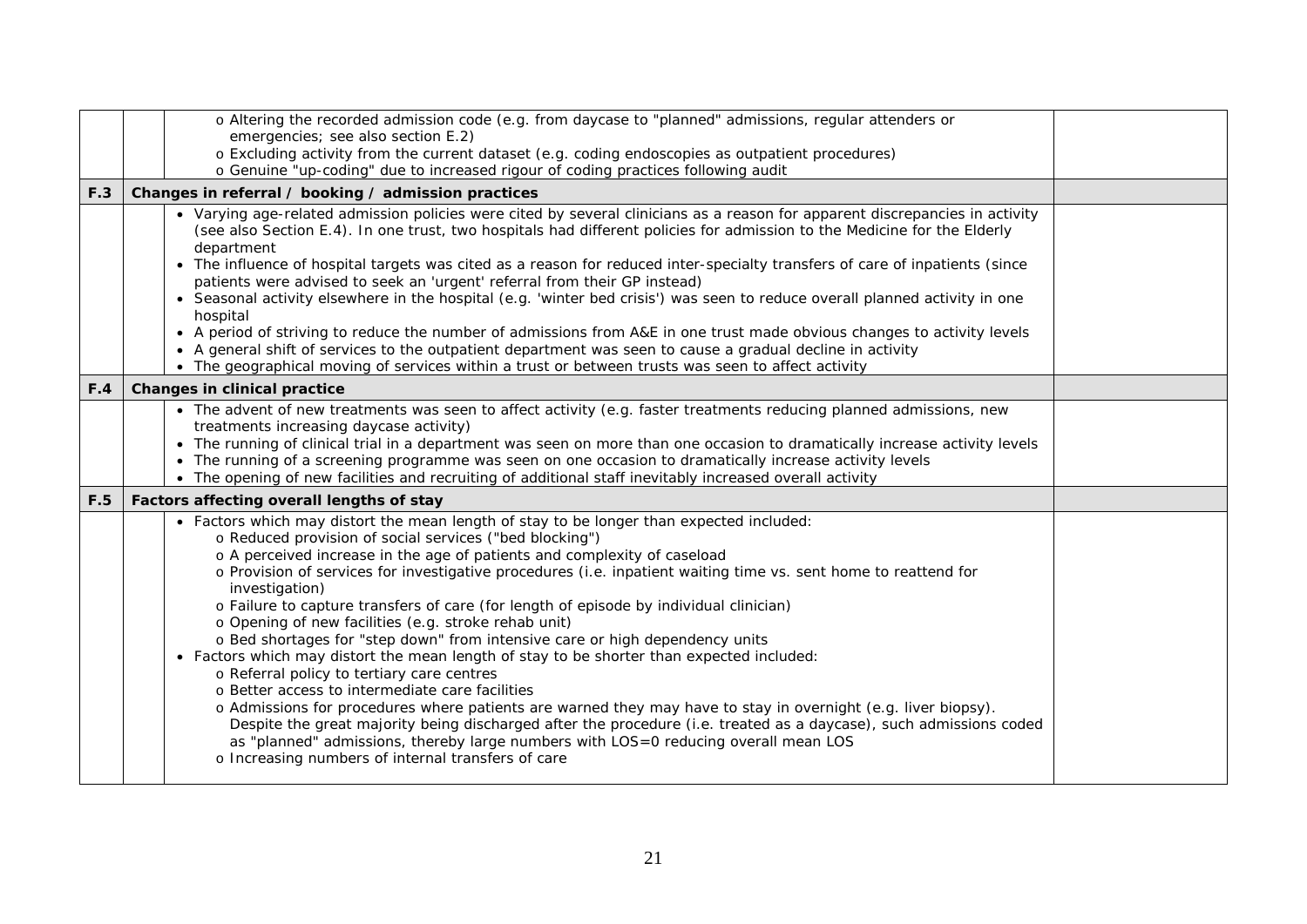| | | | |
|---|---|---|---|
| | | o Altering the recorded admission code (e.g. from daycase to "planned" admissions, regular attenders or emergencies; see also section E.2)<br>o Excluding activity from the current dataset (e.g. coding endoscopies as outpatient procedures)<br>o Genuine "up-coding" due to increased rigour of coding practices following audit | |
| **F.3** | **Changes in referral / booking / admission practices** | | |
| | | • Varying age-related admission policies were cited by several clinicians as a reason for apparent discrepancies in activity (see also Section E.4). In one trust, two hospitals had different policies for admission to the Medicine for the Elderly department<br>• The influence of hospital targets was cited as a reason for reduced inter-specialty transfers of care of inpatients (since patients were advised to seek an 'urgent' referral from their GP instead)<br>• Seasonal activity elsewhere in the hospital (e.g. 'winter bed crisis') was seen to reduce overall planned activity in one hospital<br>• A period of striving to reduce the number of admissions from A&E in one trust made obvious changes to activity levels<br>• A general shift of services to the outpatient department was seen to cause a gradual decline in activity<br>• The geographical moving of services within a trust or between trusts was seen to affect activity | |
| **F.4** | **Changes in clinical practice** | | |
| | | • The advent of new treatments was seen to affect activity (e.g. faster treatments reducing planned admissions, new treatments increasing daycase activity)<br>• The running of clinical trial in a department was seen on more than one occasion to dramatically increase activity levels<br>• The running of a screening programme was seen on one occasion to dramatically increase activity levels<br>• The opening of new facilities and recruiting of additional staff inevitably increased overall activity | |
| **F.5** | **Factors affecting overall lengths of stay** | | |
| | | • Factors which may distort the mean length of stay to be longer than expected included:<br>o Reduced provision of social services ("bed blocking")<br>o A perceived increase in the age of patients and complexity of caseload<br>o Provision of services for investigative procedures (i.e. inpatient waiting time vs. sent home to reattend for investigation)<br>o Failure to capture transfers of care (for length of episode by individual clinician)<br>o Opening of new facilities (e.g. stroke rehab unit)<br>o Bed shortages for "step down" from intensive care or high dependency units<br>• Factors which may distort the mean length of stay to be shorter than expected included:<br>o Referral policy to tertiary care centres<br>o Better access to intermediate care facilities<br>o Admissions for procedures where patients are warned they may have to stay in overnight (e.g. liver biopsy). Despite the great majority being discharged after the procedure (i.e. treated as a daycase), such admissions coded as "planned" admissions, thereby large numbers with LOS=0 reducing overall mean LOS<br>o Increasing numbers of internal transfers of care | |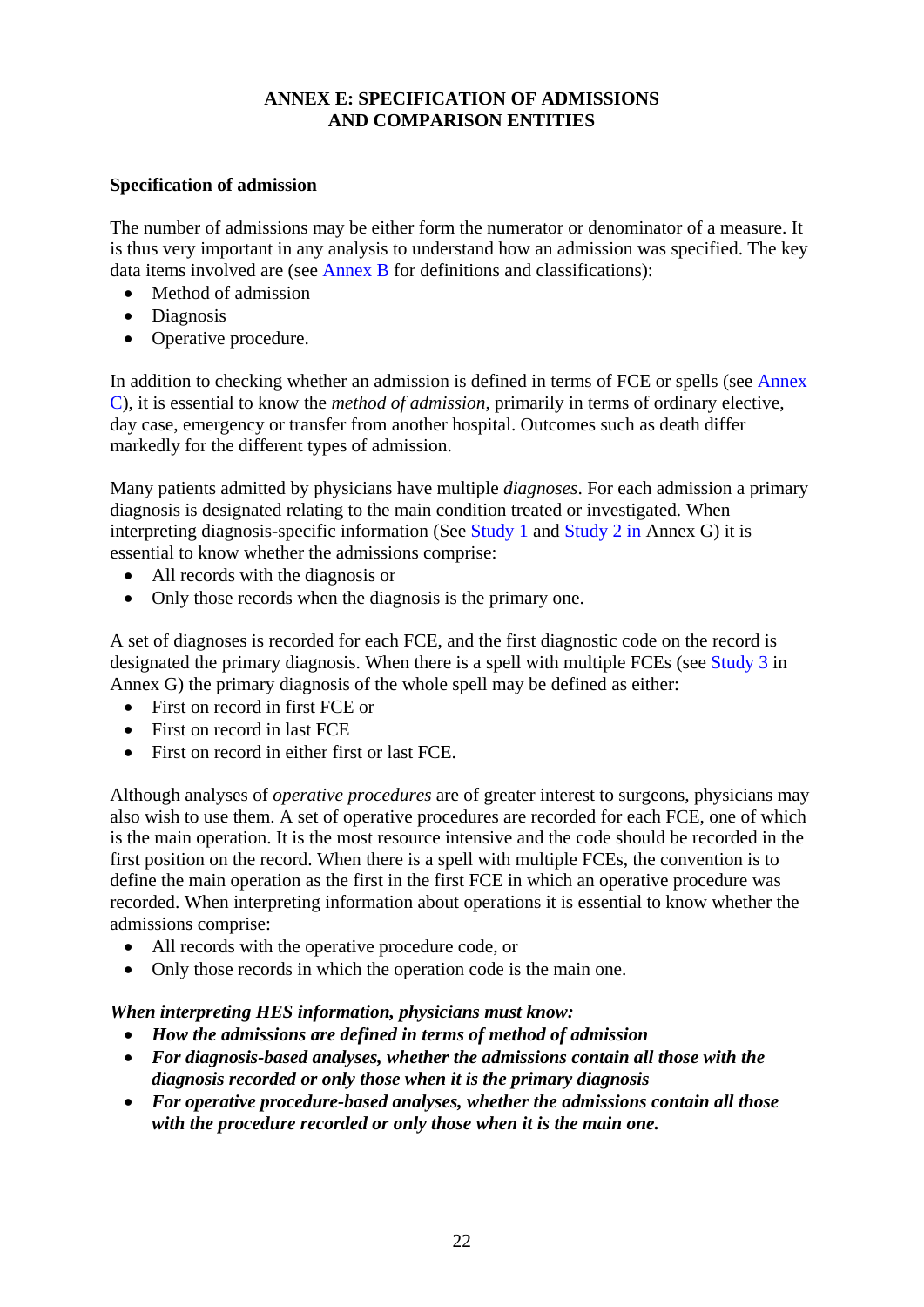# ANNEX E: SPECIFICATION OF ADMISSIONS AND COMPARISON ENTITIES

**Specification of admission**

The number of admissions may be either form the numerator or denominator of a measure. It is thus very important in any analysis to understand how an admission was specified. The key data items involved are (see Annex B for definitions and classifications):

- Method of admission
- Diagnosis
- Operative procedure.

In addition to checking whether an admission is defined in terms of FCE or spells (see Annex C), it is essential to know the *method of admission*, primarily in terms of ordinary elective, day case, emergency or transfer from another hospital. Outcomes such as death differ markedly for the different types of admission.

Many patients admitted by physicians have multiple *diagnoses*. For each admission a primary diagnosis is designated relating to the main condition treated or investigated. When interpreting diagnosis-specific information (See Study 1 and Study 2 in Annex G) it is essential to know whether the admissions comprise:

- All records with the diagnosis or
- Only those records when the diagnosis is the primary one.

A set of diagnoses is recorded for each FCE, and the first diagnostic code on the record is designated the primary diagnosis. When there is a spell with multiple FCEs (see Study 3 in Annex G) the primary diagnosis of the whole spell may be defined as either:

- First on record in first FCE or
- First on record in last FCE
- First on record in either first or last FCE.

Although analyses of *operative procedures* are of greater interest to surgeons, physicians may also wish to use them. A set of operative procedures are recorded for each FCE, one of which is the main operation. It is the most resource intensive and the code should be recorded in the first position on the record. When there is a spell with multiple FCEs, the convention is to define the main operation as the first in the first FCE in which an operative procedure was recorded. When interpreting information about operations it is essential to know whether the admissions comprise:

- All records with the operative procedure code, or
- Only those records in which the operation code is the main one.

***When interpreting HES information, physicians must know:***

- ***How the admissions are defined in terms of method of admission***
- ***For diagnosis-based analyses, whether the admissions contain all those with the diagnosis recorded or only those when it is the primary diagnosis***
- ***For operative procedure-based analyses, whether the admissions contain all those with the procedure recorded or only those when it is the main one.***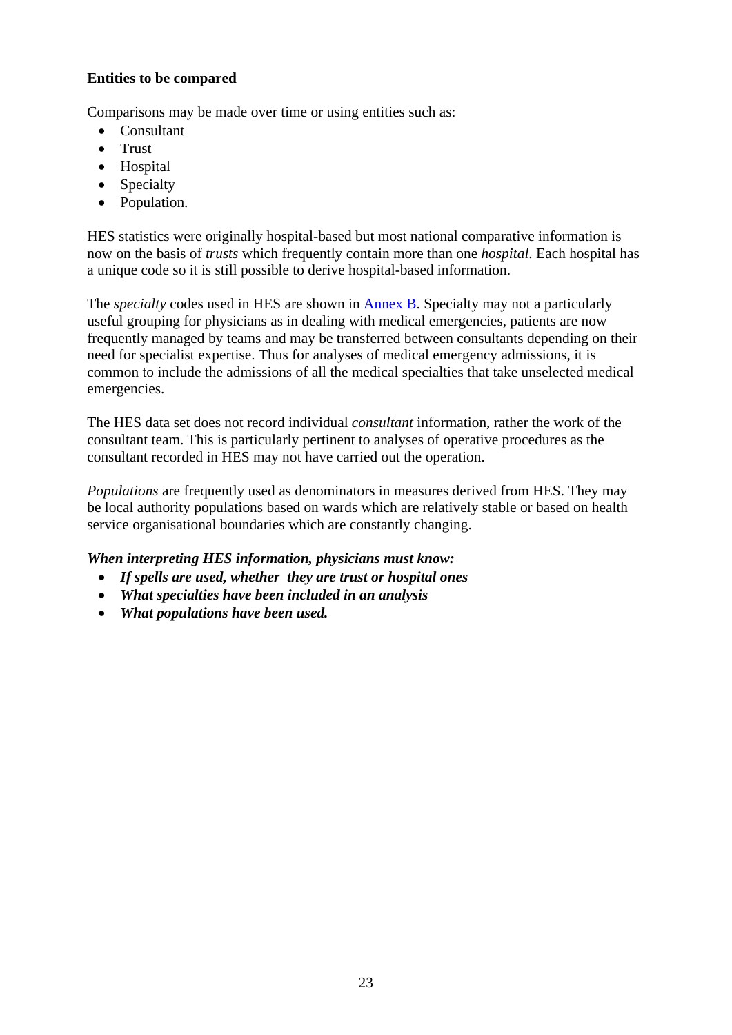**Entities to be compared**

Comparisons may be made over time or using entities such as:

- Consultant
- Trust
- Hospital
- Specialty
- Population.

HES statistics were originally hospital-based but most national comparative information is now on the basis of *trusts* which frequently contain more than one *hospital*. Each hospital has a unique code so it is still possible to derive hospital-based information.

The *specialty* codes used in HES are shown in Annex B. Specialty may not a particularly useful grouping for physicians as in dealing with medical emergencies, patients are now frequently managed by teams and may be transferred between consultants depending on their need for specialist expertise. Thus for analyses of medical emergency admissions, it is common to include the admissions of all the medical specialties that take unselected medical emergencies.

The HES data set does not record individual *consultant* information, rather the work of the consultant team. This is particularly pertinent to analyses of operative procedures as the consultant recorded in HES may not have carried out the operation.

*Populations* are frequently used as denominators in measures derived from HES. They may be local authority populations based on wards which are relatively stable or based on health service organisational boundaries which are constantly changing.

***When interpreting HES information, physicians must know:***

- ***If spells are used, whether they are trust or hospital ones***
- ***What specialties have been included in an analysis***
- ***What populations have been used.***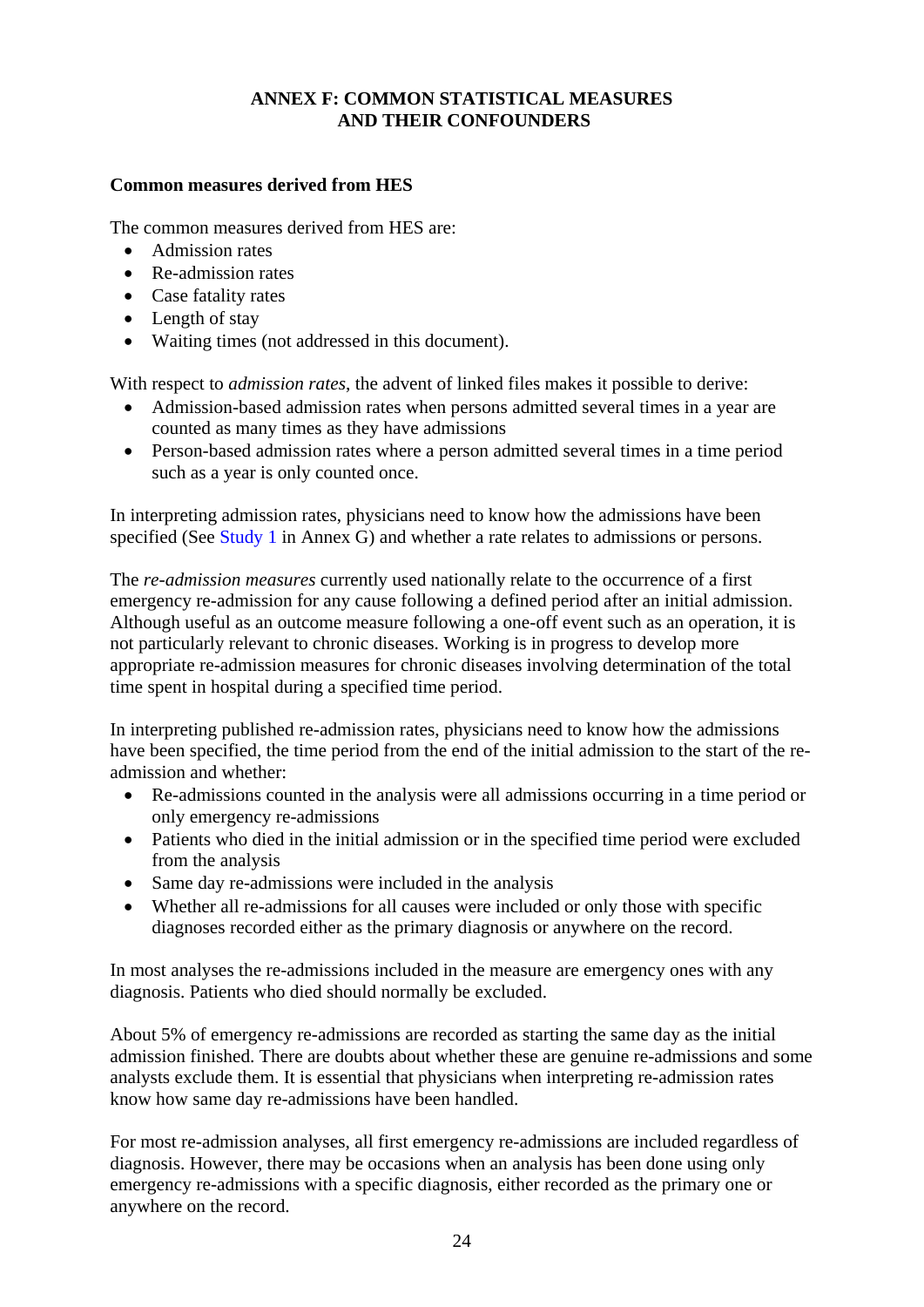## ANNEX F: COMMON STATISTICAL MEASURES AND THEIR CONFOUNDERS

### Common measures derived from HES

The common measures derived from HES are:

- Admission rates
- Re-admission rates
- Case fatality rates
- Length of stay
- Waiting times (not addressed in this document).

With respect to *admission rates*, the advent of linked files makes it possible to derive:

- Admission-based admission rates when persons admitted several times in a year are counted as many times as they have admissions
- Person-based admission rates where a person admitted several times in a time period such as a year is only counted once.

In interpreting admission rates, physicians need to know how the admissions have been specified (See Study 1 in Annex G) and whether a rate relates to admissions or persons.

The *re-admission measures* currently used nationally relate to the occurrence of a first emergency re-admission for any cause following a defined period after an initial admission. Although useful as an outcome measure following a one-off event such as an operation, it is not particularly relevant to chronic diseases. Working is in progress to develop more appropriate re-admission measures for chronic diseases involving determination of the total time spent in hospital during a specified time period.

In interpreting published re-admission rates, physicians need to know how the admissions have been specified, the time period from the end of the initial admission to the start of the re-admission and whether:

- Re-admissions counted in the analysis were all admissions occurring in a time period or only emergency re-admissions
- Patients who died in the initial admission or in the specified time period were excluded from the analysis
- Same day re-admissions were included in the analysis
- Whether all re-admissions for all causes were included or only those with specific diagnoses recorded either as the primary diagnosis or anywhere on the record.

In most analyses the re-admissions included in the measure are emergency ones with any diagnosis. Patients who died should normally be excluded.

About 5% of emergency re-admissions are recorded as starting the same day as the initial admission finished. There are doubts about whether these are genuine re-admissions and some analysts exclude them. It is essential that physicians when interpreting re-admission rates know how same day re-admissions have been handled.

For most re-admission analyses, all first emergency re-admissions are included regardless of diagnosis. However, there may be occasions when an analysis has been done using only emergency re-admissions with a specific diagnosis, either recorded as the primary one or anywhere on the record.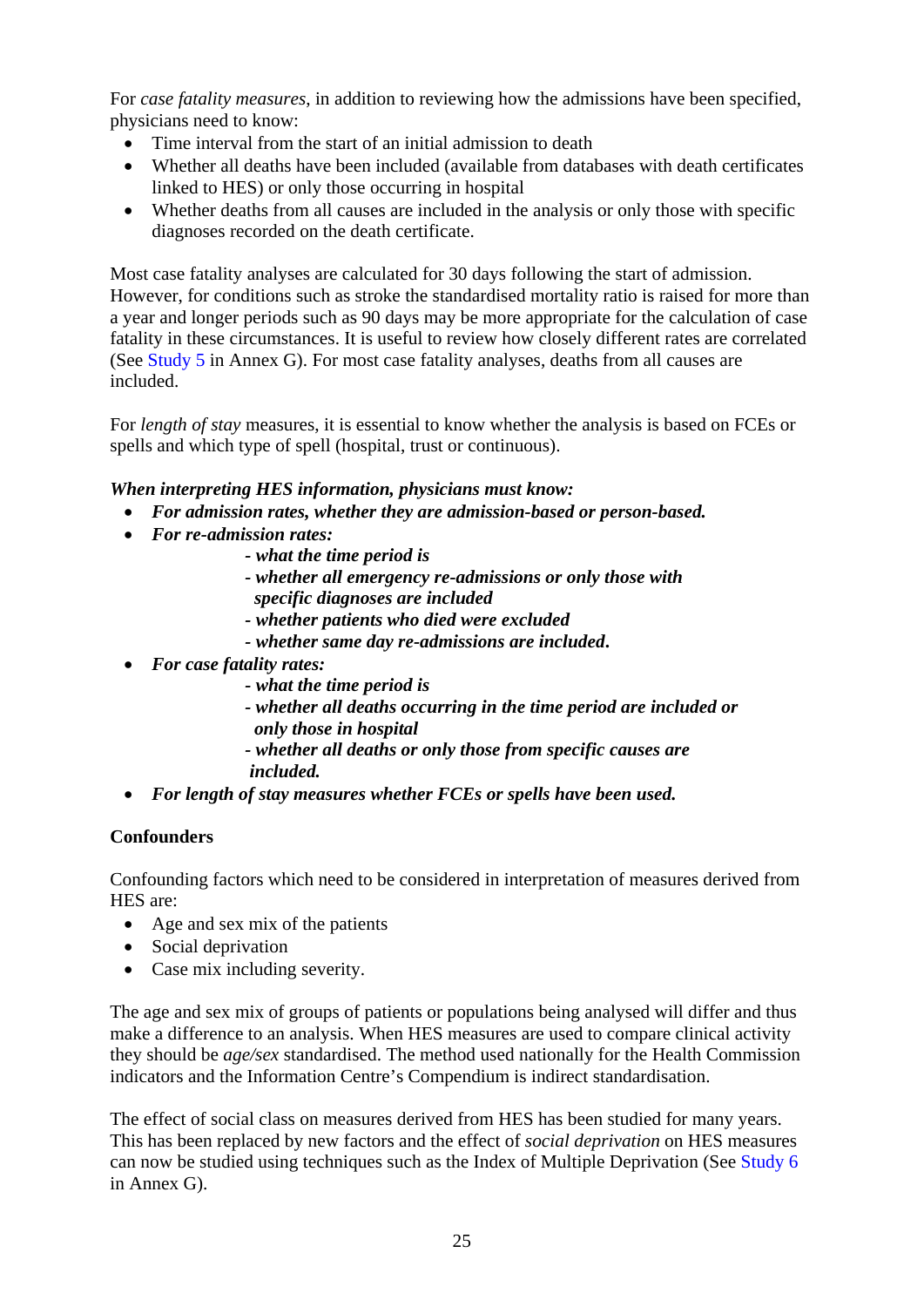For *case fatality measures*, in addition to reviewing how the admissions have been specified, physicians need to know:

- Time interval from the start of an initial admission to death
- Whether all deaths have been included (available from databases with death certificates linked to HES) or only those occurring in hospital
- Whether deaths from all causes are included in the analysis or only those with specific diagnoses recorded on the death certificate.

Most case fatality analyses are calculated for 30 days following the start of admission. However, for conditions such as stroke the standardised mortality ratio is raised for more than a year and longer periods such as 90 days may be more appropriate for the calculation of case fatality in these circumstances. It is useful to review how closely different rates are correlated (See Study 5 in Annex G). For most case fatality analyses, deaths from all causes are included.

For *length of stay* measures, it is essential to know whether the analysis is based on FCEs or spells and which type of spell (hospital, trust or continuous).

***When interpreting HES information, physicians must know:***

- ***For admission rates, whether they are admission-based or person-based.***
- ***For re-admission rates:***
  - ***- what the time period is***
  - ***- whether all emergency re-admissions or only those with specific diagnoses are included***
  - ***- whether patients who died were excluded***
  - ***- whether same day re-admissions are included.***
- ***For case fatality rates:***
  - ***- what the time period is***
  - ***- whether all deaths occurring in the time period are included or only those in hospital***
  - ***- whether all deaths or only those from specific causes are included.***
- ***For length of stay measures whether FCEs or spells have been used.***

**Confounders**

Confounding factors which need to be considered in interpretation of measures derived from HES are:

- Age and sex mix of the patients
- Social deprivation
- Case mix including severity.

The age and sex mix of groups of patients or populations being analysed will differ and thus make a difference to an analysis. When HES measures are used to compare clinical activity they should be *age/sex* standardised. The method used nationally for the Health Commission indicators and the Information Centre's Compendium is indirect standardisation.

The effect of social class on measures derived from HES has been studied for many years. This has been replaced by new factors and the effect of *social deprivation* on HES measures can now be studied using techniques such as the Index of Multiple Deprivation (See Study 6 in Annex G).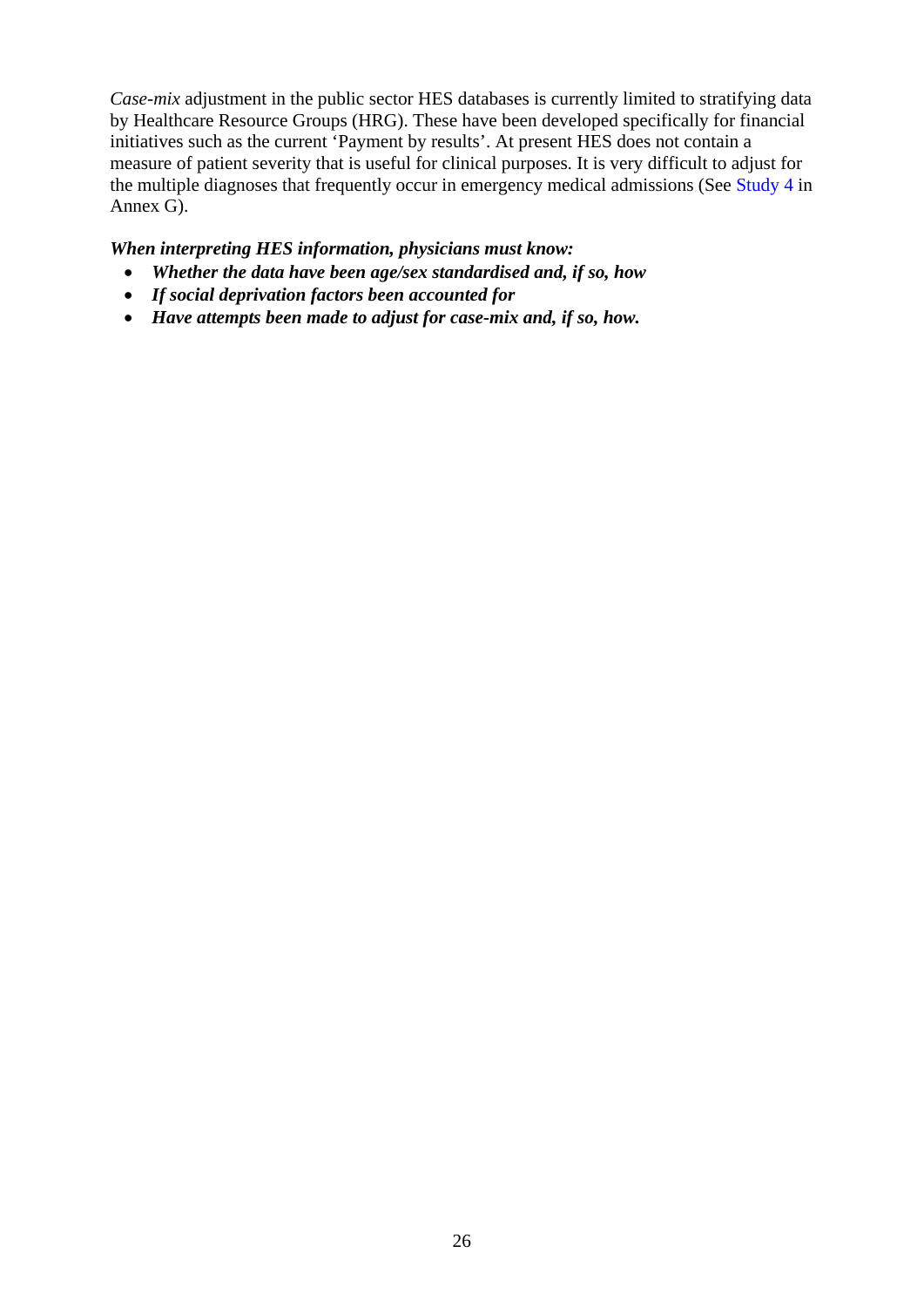*Case-mix* adjustment in the public sector HES databases is currently limited to stratifying data by Healthcare Resource Groups (HRG). These have been developed specifically for financial initiatives such as the current 'Payment by results'. At present HES does not contain a measure of patient severity that is useful for clinical purposes. It is very difficult to adjust for the multiple diagnoses that frequently occur in emergency medical admissions (See Study 4 in Annex G).

***When interpreting HES information, physicians must know:***

- ***Whether the data have been age/sex standardised and, if so, how***
- ***If social deprivation factors been accounted for***
- ***Have attempts been made to adjust for case-mix and, if so, how.***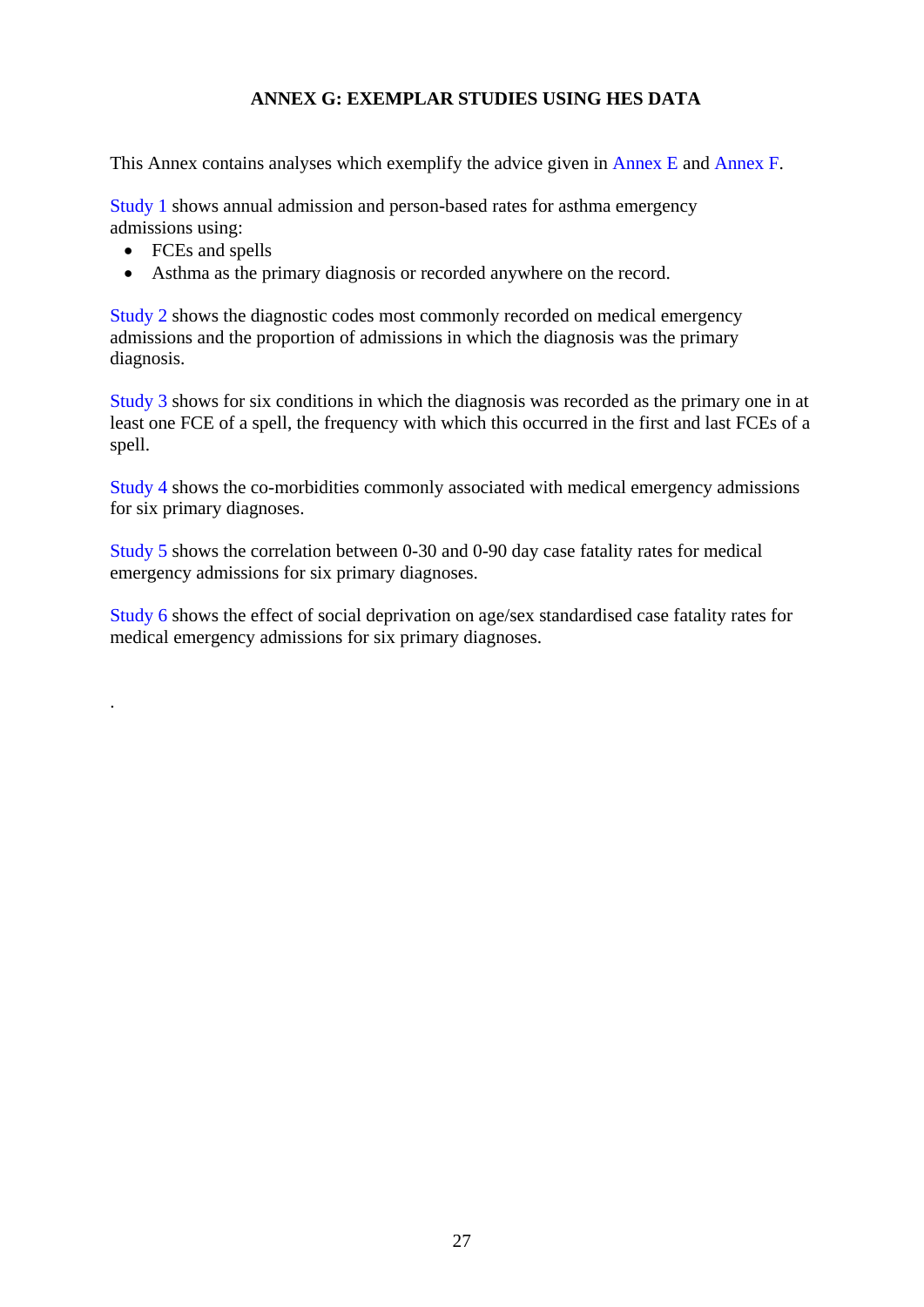# ANNEX G: EXEMPLAR STUDIES USING HES DATA

This Annex contains analyses which exemplify the advice given in Annex E and Annex F.

Study 1 shows annual admission and person-based rates for asthma emergency admissions using:

- FCEs and spells
- Asthma as the primary diagnosis or recorded anywhere on the record.

Study 2 shows the diagnostic codes most commonly recorded on medical emergency admissions and the proportion of admissions in which the diagnosis was the primary diagnosis.

Study 3 shows for six conditions in which the diagnosis was recorded as the primary one in at least one FCE of a spell, the frequency with which this occurred in the first and last FCEs of a spell.

Study 4 shows the co-morbidities commonly associated with medical emergency admissions for six primary diagnoses.

Study 5 shows the correlation between 0-30 and 0-90 day case fatality rates for medical emergency admissions for six primary diagnoses.

Study 6 shows the effect of social deprivation on age/sex standardised case fatality rates for medical emergency admissions for six primary diagnoses.

.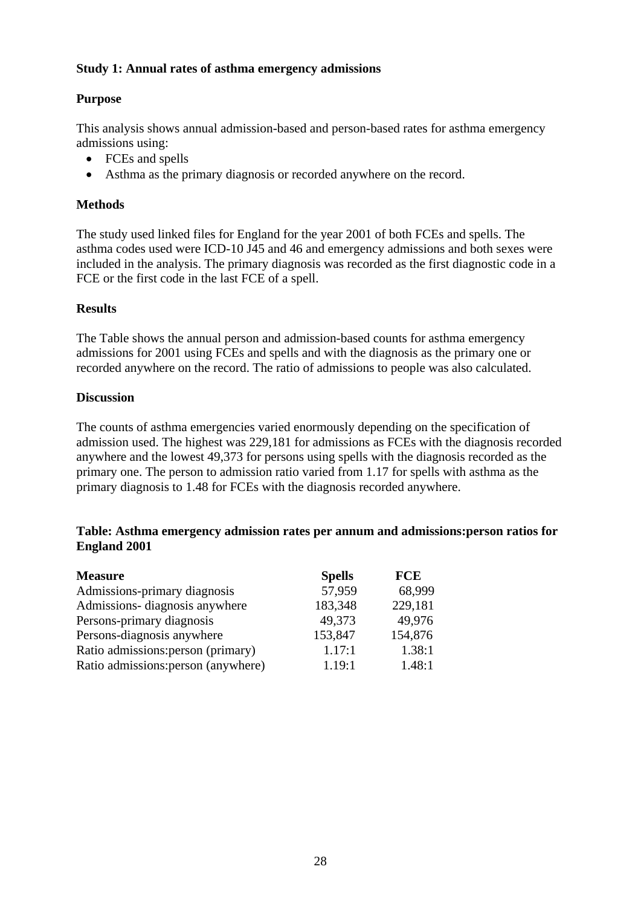**Study 1: Annual rates of asthma emergency admissions**

**Purpose**

This analysis shows annual admission-based and person-based rates for asthma emergency admissions using:

- FCEs and spells
- Asthma as the primary diagnosis or recorded anywhere on the record.

**Methods**

The study used linked files for England for the year 2001 of both FCEs and spells. The asthma codes used were ICD-10 J45 and 46 and emergency admissions and both sexes were included in the analysis. The primary diagnosis was recorded as the first diagnostic code in a FCE or the first code in the last FCE of a spell.

**Results**

The Table shows the annual person and admission-based counts for asthma emergency admissions for 2001 using FCEs and spells and with the diagnosis as the primary one or recorded anywhere on the record. The ratio of admissions to people was also calculated.

**Discussion**

The counts of asthma emergencies varied enormously depending on the specification of admission used. The highest was 229,181 for admissions as FCEs with the diagnosis recorded anywhere and the lowest 49,373 for persons using spells with the diagnosis recorded as the primary one. The person to admission ratio varied from 1.17 for spells with asthma as the primary diagnosis to 1.48 for FCEs with the diagnosis recorded anywhere.

**Table: Asthma emergency admission rates per annum and admissions:person ratios for England 2001**

| Measure | Spells | FCE |
|---|---|---|
| Admissions-primary diagnosis | 57,959 | 68,999 |
| Admissions- diagnosis anywhere | 183,348 | 229,181 |
| Persons-primary diagnosis | 49,373 | 49,976 |
| Persons-diagnosis anywhere | 153,847 | 154,876 |
| Ratio admissions:person (primary) | 1.17:1 | 1.38:1 |
| Ratio admissions:person (anywhere) | 1.19:1 | 1.48:1 |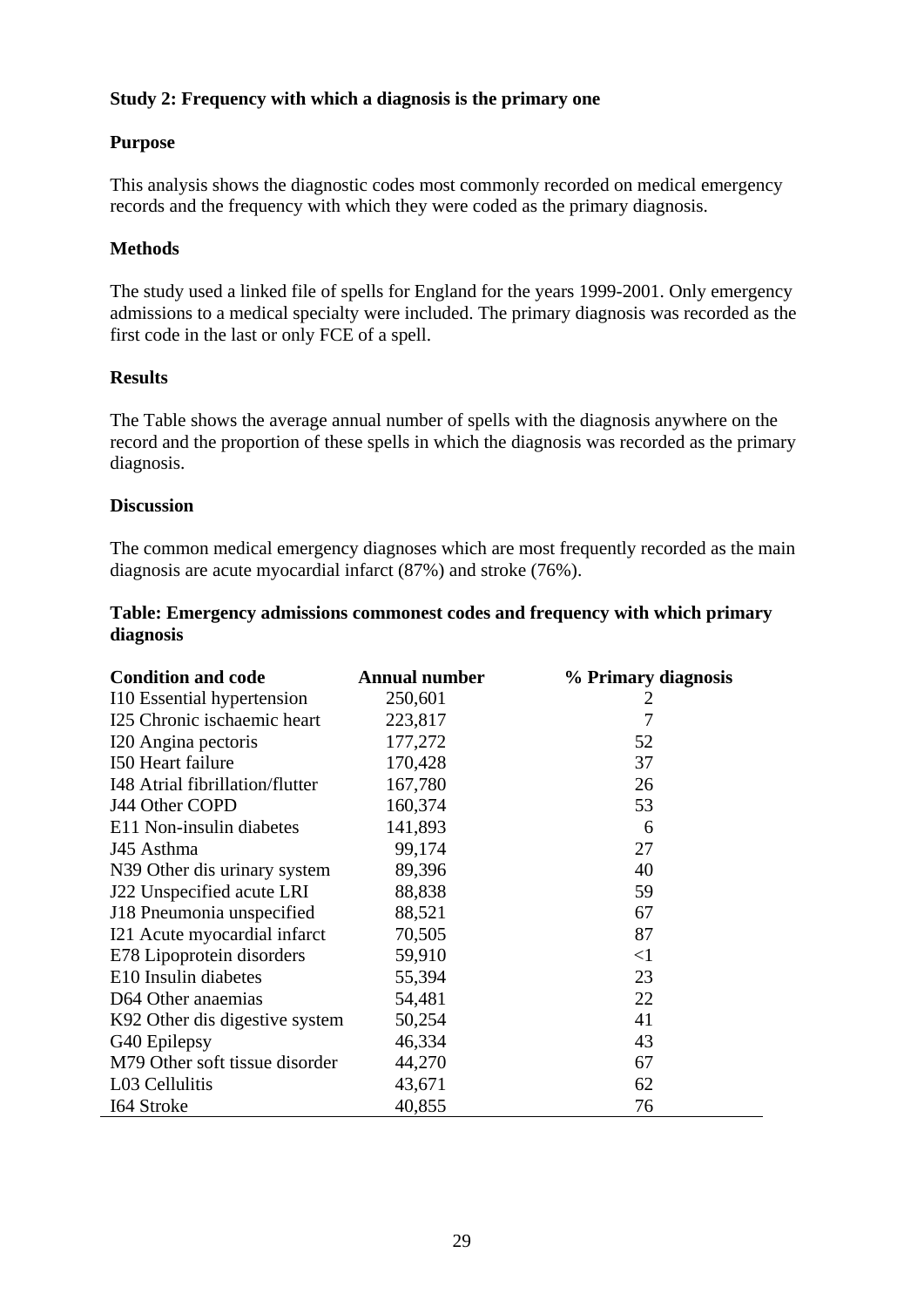**Study 2: Frequency with which a diagnosis is the primary one**

**Purpose**

This analysis shows the diagnostic codes most commonly recorded on medical emergency records and the frequency with which they were coded as the primary diagnosis.

**Methods**

The study used a linked file of spells for England for the years 1999-2001. Only emergency admissions to a medical specialty were included. The primary diagnosis was recorded as the first code in the last or only FCE of a spell.

**Results**

The Table shows the average annual number of spells with the diagnosis anywhere on the record and the proportion of these spells in which the diagnosis was recorded as the primary diagnosis.

**Discussion**

The common medical emergency diagnoses which are most frequently recorded as the main diagnosis are acute myocardial infarct (87%) and stroke (76%).

**Table: Emergency admissions commonest codes and frequency with which primary diagnosis**

| Condition and code | Annual number | % Primary diagnosis |
|---|---|---|
| I10 Essential hypertension | 250,601 | 2 |
| I25 Chronic ischaemic heart | 223,817 | 7 |
| I20 Angina pectoris | 177,272 | 52 |
| I50 Heart failure | 170,428 | 37 |
| I48 Atrial fibrillation/flutter | 167,780 | 26 |
| J44 Other COPD | 160,374 | 53 |
| E11 Non-insulin diabetes | 141,893 | 6 |
| J45 Asthma | 99,174 | 27 |
| N39 Other dis urinary system | 89,396 | 40 |
| J22 Unspecified acute LRI | 88,838 | 59 |
| J18 Pneumonia unspecified | 88,521 | 67 |
| I21 Acute myocardial infarct | 70,505 | 87 |
| E78 Lipoprotein disorders | 59,910 | <1 |
| E10 Insulin diabetes | 55,394 | 23 |
| D64 Other anaemias | 54,481 | 22 |
| K92 Other dis digestive system | 50,254 | 41 |
| G40 Epilepsy | 46,334 | 43 |
| M79 Other soft tissue disorder | 44,270 | 67 |
| L03 Cellulitis | 43,671 | 62 |
| I64 Stroke | 40,855 | 76 |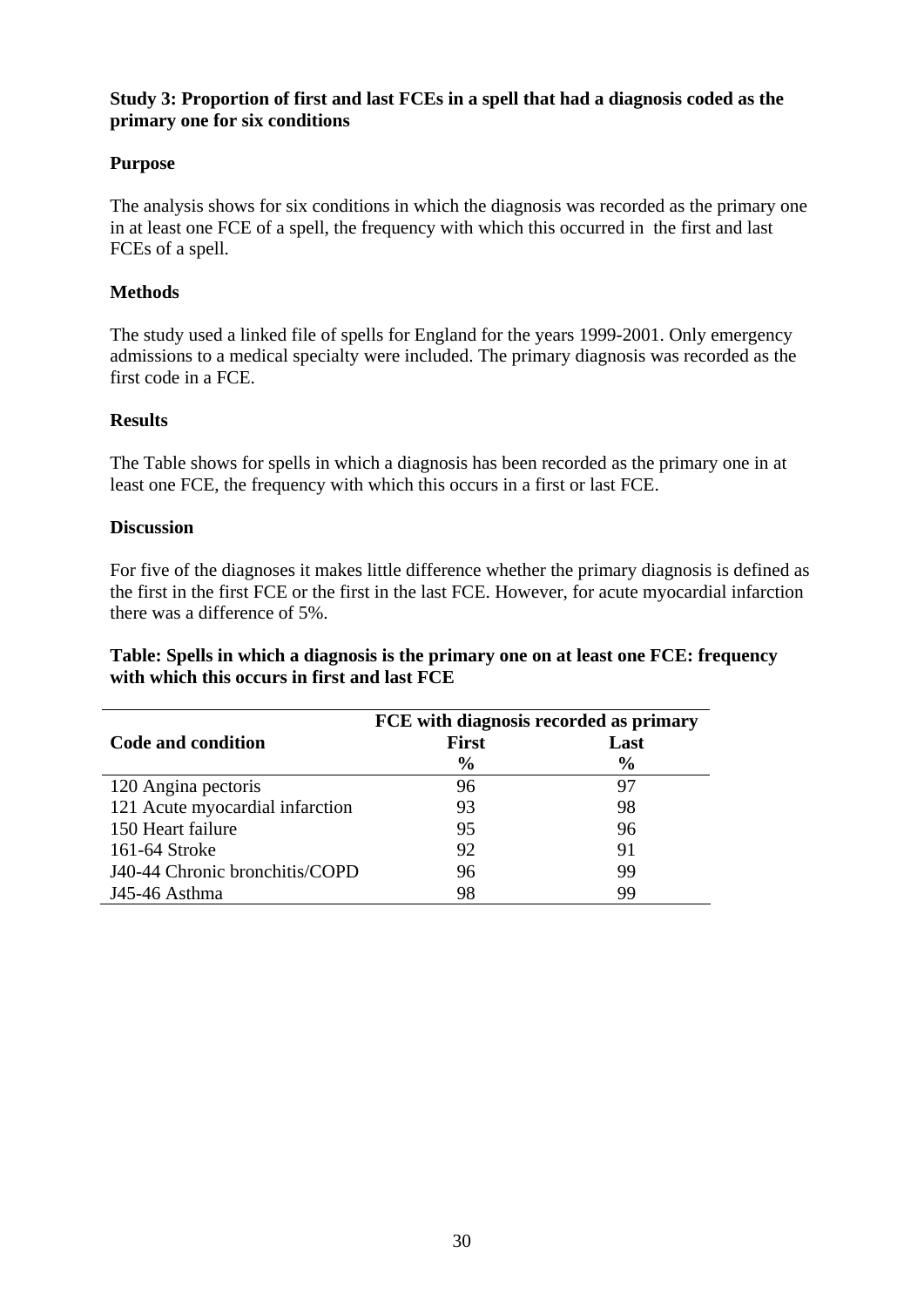**Study 3: Proportion of first and last FCEs in a spell that had a diagnosis coded as the primary one for six conditions**

**Purpose**

The analysis shows for six conditions in which the diagnosis was recorded as the primary one in at least one FCE of a spell, the frequency with which this occurred in the first and last FCEs of a spell.

**Methods**

The study used a linked file of spells for England for the years 1999-2001. Only emergency admissions to a medical specialty were included. The primary diagnosis was recorded as the first code in a FCE.

**Results**

The Table shows for spells in which a diagnosis has been recorded as the primary one in at least one FCE, the frequency with which this occurs in a first or last FCE.

**Discussion**

For five of the diagnoses it makes little difference whether the primary diagnosis is defined as the first in the first FCE or the first in the last FCE. However, for acute myocardial infarction there was a difference of 5%.

**Table: Spells in which a diagnosis is the primary one on at least one FCE: frequency with which this occurs in first and last FCE**

| | FCE with diagnosis recorded as primary | |
|---|---|---|
| **Code and condition** | **First** | **Last** |
| | **%** | **%** |
| 120 Angina pectoris | 96 | 97 |
| 121 Acute myocardial infarction | 93 | 98 |
| 150 Heart failure | 95 | 96 |
| 161-64 Stroke | 92 | 91 |
| J40-44 Chronic bronchitis/COPD | 96 | 99 |
| J45-46 Asthma | 98 | 99 |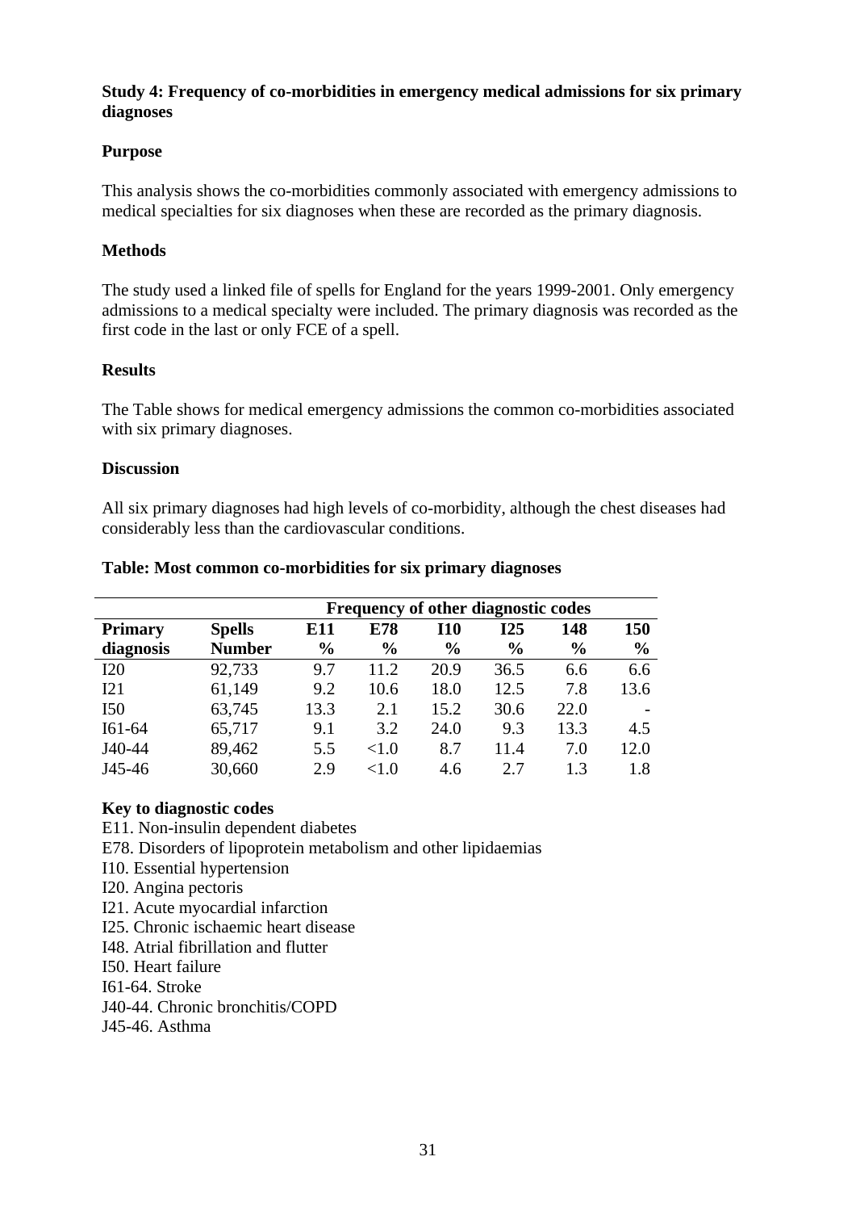**Study 4: Frequency of co-morbidities in emergency medical admissions for six primary diagnoses**

**Purpose**

This analysis shows the co-morbidities commonly associated with emergency admissions to medical specialties for six diagnoses when these are recorded as the primary diagnosis.

**Methods**

The study used a linked file of spells for England for the years 1999-2001. Only emergency admissions to a medical specialty were included. The primary diagnosis was recorded as the first code in the last or only FCE of a spell.

**Results**

The Table shows for medical emergency admissions the common co-morbidities associated with six primary diagnoses.

**Discussion**

All six primary diagnoses had high levels of co-morbidity, although the chest diseases had considerably less than the cardiovascular conditions.

**Table: Most common co-morbidities for six primary diagnoses**

| | | Frequency of other diagnostic codes | | | | | |
|---|---|---|---|---|---|---|---|
| **Primary diagnosis** | **Spells Number** | **E11 %** | **E78 %** | **I10 %** | **I25 %** | **148 %** | **150 %** |
| I20 | 92,733 | 9.7 | 11.2 | 20.9 | 36.5 | 6.6 | 6.6 |
| I21 | 61,149 | 9.2 | 10.6 | 18.0 | 12.5 | 7.8 | 13.6 |
| I50 | 63,745 | 13.3 | 2.1 | 15.2 | 30.6 | 22.0 | - |
| I61-64 | 65,717 | 9.1 | 3.2 | 24.0 | 9.3 | 13.3 | 4.5 |
| J40-44 | 89,462 | 5.5 | <1.0 | 8.7 | 11.4 | 7.0 | 12.0 |
| J45-46 | 30,660 | 2.9 | <1.0 | 4.6 | 2.7 | 1.3 | 1.8 |

**Key to diagnostic codes**

E11. Non-insulin dependent diabetes
E78. Disorders of lipoprotein metabolism and other lipidaemias
I10. Essential hypertension
I20. Angina pectoris
I21. Acute myocardial infarction
I25. Chronic ischaemic heart disease
I48. Atrial fibrillation and flutter
I50. Heart failure
I61-64. Stroke
J40-44. Chronic bronchitis/COPD
J45-46. Asthma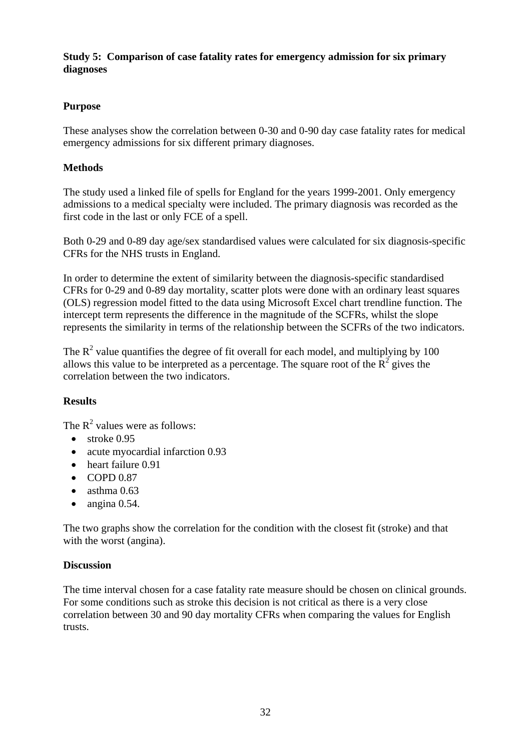## Study 5: Comparison of case fatality rates for emergency admission for six primary diagnoses

### Purpose

These analyses show the correlation between 0-30 and 0-90 day case fatality rates for medical emergency admissions for six different primary diagnoses.

### Methods

The study used a linked file of spells for England for the years 1999-2001. Only emergency admissions to a medical specialty were included. The primary diagnosis was recorded as the first code in the last or only FCE of a spell.

Both 0-29 and 0-89 day age/sex standardised values were calculated for six diagnosis-specific CFRs for the NHS trusts in England.

In order to determine the extent of similarity between the diagnosis-specific standardised CFRs for 0-29 and 0-89 day mortality, scatter plots were done with an ordinary least squares (OLS) regression model fitted to the data using Microsoft Excel chart trendline function. The intercept term represents the difference in the magnitude of the SCFRs, whilst the slope represents the similarity in terms of the relationship between the SCFRs of the two indicators.

The $R^2$ value quantifies the degree of fit overall for each model, and multiplying by 100 allows this value to be interpreted as a percentage. The square root of the $R^2$ gives the correlation between the two indicators.

### Results

The $R^2$ values were as follows:

- stroke 0.95
- acute myocardial infarction 0.93
- heart failure 0.91
- COPD 0.87
- asthma 0.63
- angina 0.54.

The two graphs show the correlation for the condition with the closest fit (stroke) and that with the worst (angina).

### Discussion

The time interval chosen for a case fatality rate measure should be chosen on clinical grounds. For some conditions such as stroke this decision is not critical as there is a very close correlation between 30 and 90 day mortality CFRs when comparing the values for English trusts.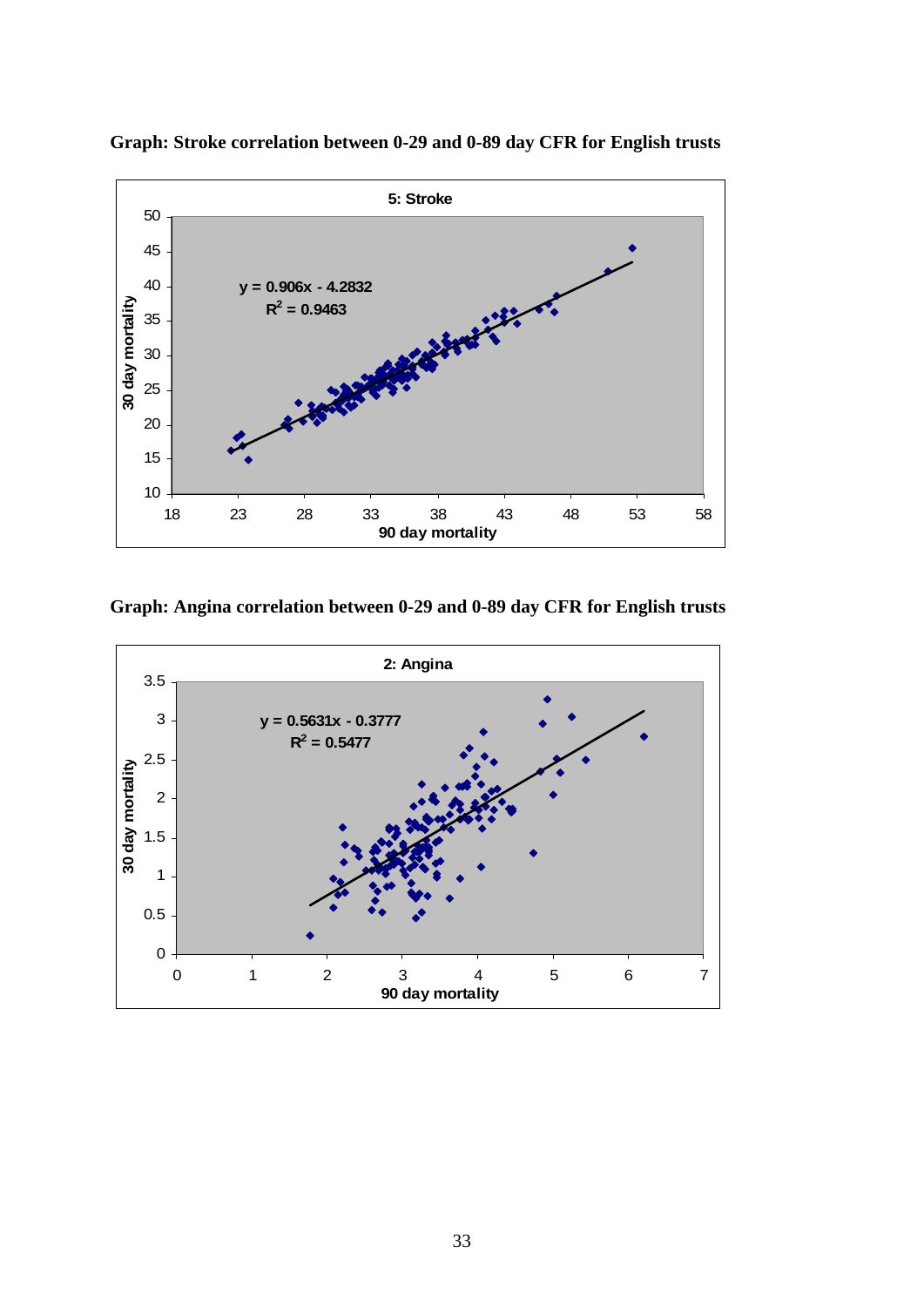**Graph: Stroke correlation between 0-29 and 0-89 day CFR for English trusts**

5: Stroke

$y = 0.906x - 4.2832$

$R^2 = 0.9463$

30 day mortality

90 day mortality

**Graph: Angina correlation between 0-29 and 0-89 day CFR for English trusts**

2: Angina

$y = 0.5631x - 0.3777$

$R^2 = 0.5477$

30 day mortality

90 day mortality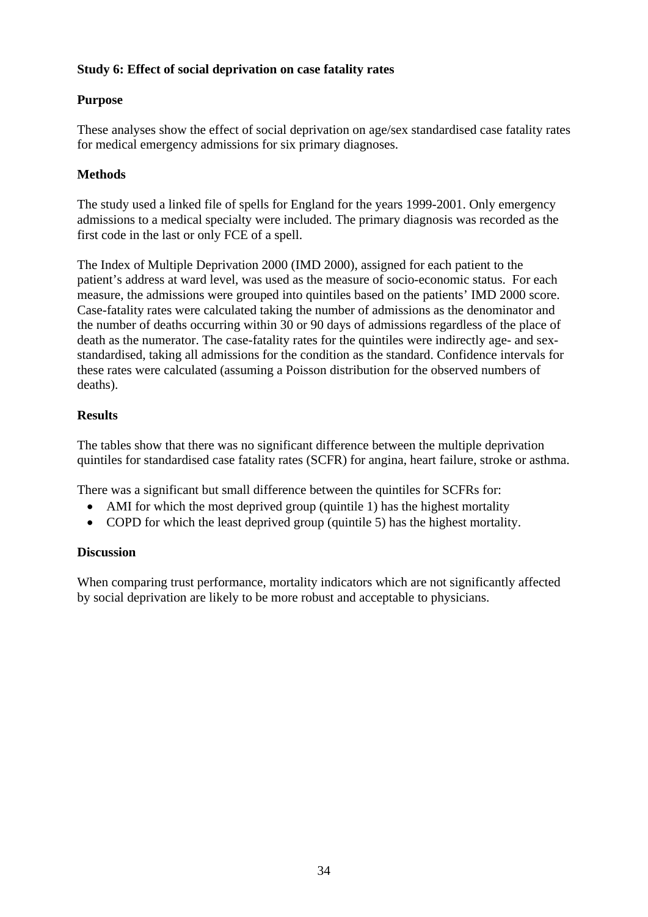## Study 6: Effect of social deprivation on case fatality rates

### Purpose

These analyses show the effect of social deprivation on age/sex standardised case fatality rates for medical emergency admissions for six primary diagnoses.

### Methods

The study used a linked file of spells for England for the years 1999-2001. Only emergency admissions to a medical specialty were included. The primary diagnosis was recorded as the first code in the last or only FCE of a spell.

The Index of Multiple Deprivation 2000 (IMD 2000), assigned for each patient to the patient's address at ward level, was used as the measure of socio-economic status. For each measure, the admissions were grouped into quintiles based on the patients' IMD 2000 score. Case-fatality rates were calculated taking the number of admissions as the denominator and the number of deaths occurring within 30 or 90 days of admissions regardless of the place of death as the numerator. The case-fatality rates for the quintiles were indirectly age- and sex-standardised, taking all admissions for the condition as the standard. Confidence intervals for these rates were calculated (assuming a Poisson distribution for the observed numbers of deaths).

### Results

The tables show that there was no significant difference between the multiple deprivation quintiles for standardised case fatality rates (SCFR) for angina, heart failure, stroke or asthma.

There was a significant but small difference between the quintiles for SCFRs for:

- AMI for which the most deprived group (quintile 1) has the highest mortality
- COPD for which the least deprived group (quintile 5) has the highest mortality.

### Discussion

When comparing trust performance, mortality indicators which are not significantly affected by social deprivation are likely to be more robust and acceptable to physicians.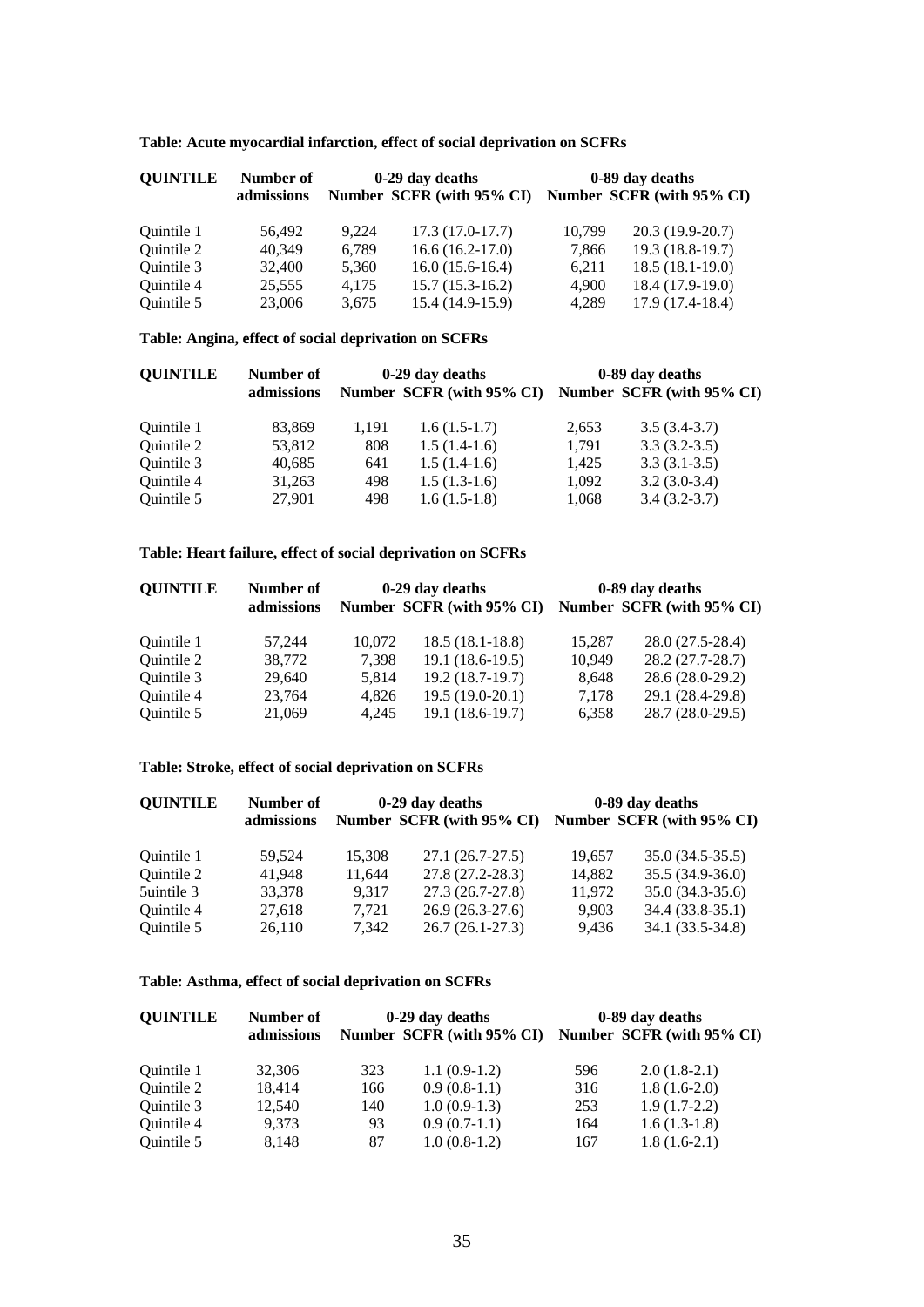**Table: Acute myocardial infarction, effect of social deprivation on SCFRs**

| QUINTILE | Number of admissions | 0-29 day deaths | | 0-89 day deaths | |
|---|---|---|---|---|---|
| | | Number | SCFR (with 95% CI) | Number | SCFR (with 95% CI) |
| Quintile 1 | 56,492 | 9,224 | 17.3 (17.0-17.7) | 10,799 | 20.3 (19.9-20.7) |
| Quintile 2 | 40,349 | 6,789 | 16.6 (16.2-17.0) | 7,866 | 19.3 (18.8-19.7) |
| Quintile 3 | 32,400 | 5,360 | 16.0 (15.6-16.4) | 6,211 | 18.5 (18.1-19.0) |
| Quintile 4 | 25,555 | 4,175 | 15.7 (15.3-16.2) | 4,900 | 18.4 (17.9-19.0) |
| Quintile 5 | 23,006 | 3,675 | 15.4 (14.9-15.9) | 4,289 | 17.9 (17.4-18.4) |

**Table: Angina, effect of social deprivation on SCFRs**

| QUINTILE | Number of admissions | 0-29 day deaths | | 0-89 day deaths | |
|---|---|---|---|---|---|
| | | Number | SCFR (with 95% CI) | Number | SCFR (with 95% CI) |
| Quintile 1 | 83,869 | 1,191 | 1.6 (1.5-1.7) | 2,653 | 3.5 (3.4-3.7) |
| Quintile 2 | 53,812 | 808 | 1.5 (1.4-1.6) | 1,791 | 3.3 (3.2-3.5) |
| Quintile 3 | 40,685 | 641 | 1.5 (1.4-1.6) | 1,425 | 3.3 (3.1-3.5) |
| Quintile 4 | 31,263 | 498 | 1.5 (1.3-1.6) | 1,092 | 3.2 (3.0-3.4) |
| Quintile 5 | 27,901 | 498 | 1.6 (1.5-1.8) | 1,068 | 3.4 (3.2-3.7) |

**Table: Heart failure, effect of social deprivation on SCFRs**

| QUINTILE | Number of admissions | 0-29 day deaths | | 0-89 day deaths | |
|---|---|---|---|---|---|
| | | Number | SCFR (with 95% CI) | Number | SCFR (with 95% CI) |
| Quintile 1 | 57,244 | 10,072 | 18.5 (18.1-18.8) | 15,287 | 28.0 (27.5-28.4) |
| Quintile 2 | 38,772 | 7,398 | 19.1 (18.6-19.5) | 10,949 | 28.2 (27.7-28.7) |
| Quintile 3 | 29,640 | 5,814 | 19.2 (18.7-19.7) | 8,648 | 28.6 (28.0-29.2) |
| Quintile 4 | 23,764 | 4,826 | 19.5 (19.0-20.1) | 7,178 | 29.1 (28.4-29.8) |
| Quintile 5 | 21,069 | 4,245 | 19.1 (18.6-19.7) | 6,358 | 28.7 (28.0-29.5) |

**Table: Stroke, effect of social deprivation on SCFRs**

| QUINTILE | Number of admissions | 0-29 day deaths | | 0-89 day deaths | |
|---|---|---|---|---|---|
| | | Number | SCFR (with 95% CI) | Number | SCFR (with 95% CI) |
| Quintile 1 | 59,524 | 15,308 | 27.1 (26.7-27.5) | 19,657 | 35.0 (34.5-35.5) |
| Quintile 2 | 41,948 | 11,644 | 27.8 (27.2-28.3) | 14,882 | 35.5 (34.9-36.0) |
| 5uintile 3 | 33,378 | 9,317 | 27.3 (26.7-27.8) | 11,972 | 35.0 (34.3-35.6) |
| Quintile 4 | 27,618 | 7,721 | 26.9 (26.3-27.6) | 9,903 | 34.4 (33.8-35.1) |
| Quintile 5 | 26,110 | 7,342 | 26.7 (26.1-27.3) | 9,436 | 34.1 (33.5-34.8) |

**Table: Asthma, effect of social deprivation on SCFRs**

| QUINTILE | Number of admissions | 0-29 day deaths | | 0-89 day deaths | |
|---|---|---|---|---|---|
| | | Number | SCFR (with 95% CI) | Number | SCFR (with 95% CI) |
| Quintile 1 | 32,306 | 323 | 1.1 (0.9-1.2) | 596 | 2.0 (1.8-2.1) |
| Quintile 2 | 18,414 | 166 | 0.9 (0.8-1.1) | 316 | 1.8 (1.6-2.0) |
| Quintile 3 | 12,540 | 140 | 1.0 (0.9-1.3) | 253 | 1.9 (1.7-2.2) |
| Quintile 4 | 9,373 | 93 | 0.9 (0.7-1.1) | 164 | 1.6 (1.3-1.8) |
| Quintile 5 | 8,148 | 87 | 1.0 (0.8-1.2) | 167 | 1.8 (1.6-2.1) |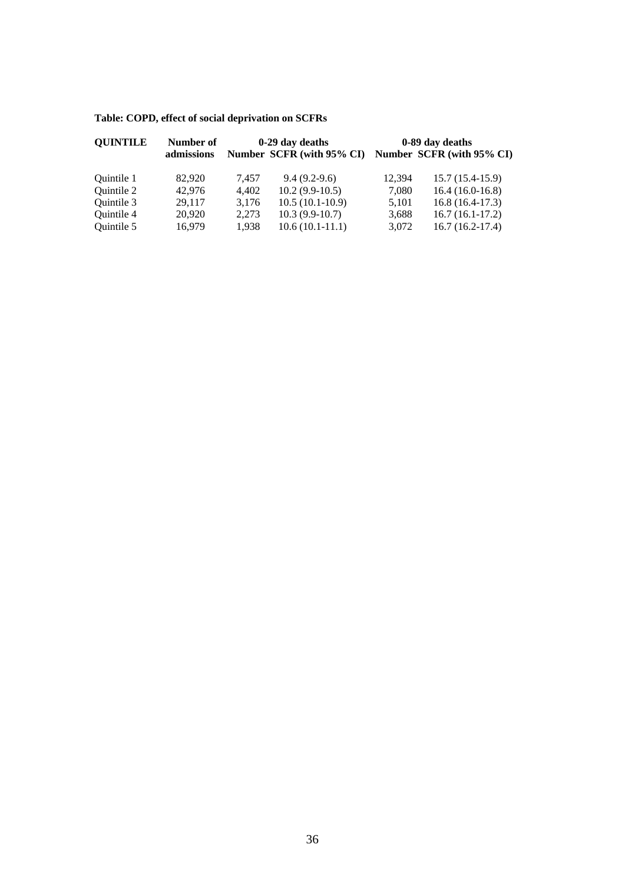**Table: COPD, effect of social deprivation on SCFRs**

| QUINTILE | Number of admissions | 0-29 day deaths | | 0-89 day deaths | |
|---|---|---|---|---|---|
| | | Number | SCFR (with 95% CI) | Number | SCFR (with 95% CI) |
| Quintile 1 | 82,920 | 7,457 | 9.4 (9.2-9.6) | 12,394 | 15.7 (15.4-15.9) |
| Quintile 2 | 42,976 | 4,402 | 10.2 (9.9-10.5) | 7,080 | 16.4 (16.0-16.8) |
| Quintile 3 | 29,117 | 3,176 | 10.5 (10.1-10.9) | 5,101 | 16.8 (16.4-17.3) |
| Quintile 4 | 20,920 | 2,273 | 10.3 (9.9-10.7) | 3,688 | 16.7 (16.1-17.2) |
| Quintile 5 | 16,979 | 1,938 | 10.6 (10.1-11.1) | 3,072 | 16.7 (16.2-17.4) |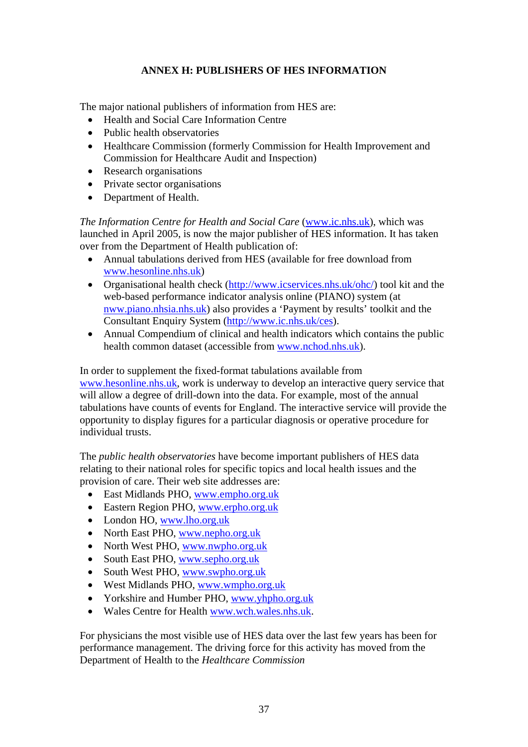## ANNEX H: PUBLISHERS OF HES INFORMATION

The major national publishers of information from HES are:

- Health and Social Care Information Centre
- Public health observatories
- Healthcare Commission (formerly Commission for Health Improvement and Commission for Healthcare Audit and Inspection)
- Research organisations
- Private sector organisations
- Department of Health.

*The Information Centre for Health and Social Care* (www.ic.nhs.uk), which was launched in April 2005, is now the major publisher of HES information. It has taken over from the Department of Health publication of:

- Annual tabulations derived from HES (available for free download from www.hesonline.nhs.uk)
- Organisational health check (http://www.icservices.nhs.uk/ohc/) tool kit and the web-based performance indicator analysis online (PIANO) system (at nww.piano.nhsia.nhs.uk) also provides a 'Payment by results' toolkit and the Consultant Enquiry System (http://www.ic.nhs.uk/ces).
- Annual Compendium of clinical and health indicators which contains the public health common dataset (accessible from www.nchod.nhs.uk).

In order to supplement the fixed-format tabulations available from www.hesonline.nhs.uk, work is underway to develop an interactive query service that will allow a degree of drill-down into the data. For example, most of the annual tabulations have counts of events for England. The interactive service will provide the opportunity to display figures for a particular diagnosis or operative procedure for individual trusts.

The *public health observatories* have become important publishers of HES data relating to their national roles for specific topics and local health issues and the provision of care. Their web site addresses are:

- East Midlands PHO, www.empho.org.uk
- Eastern Region PHO, www.erpho.org.uk
- London HO, www.lho.org.uk
- North East PHO, www.nepho.org.uk
- North West PHO, www.nwpho.org.uk
- South East PHO, www.sepho.org.uk
- South West PHO, www.swpho.org.uk
- West Midlands PHO, www.wmpho.org.uk
- Yorkshire and Humber PHO, www.yhpho.org.uk
- Wales Centre for Health www.wch.wales.nhs.uk.

For physicians the most visible use of HES data over the last few years has been for performance management. The driving force for this activity has moved from the Department of Health to the *Healthcare Commission*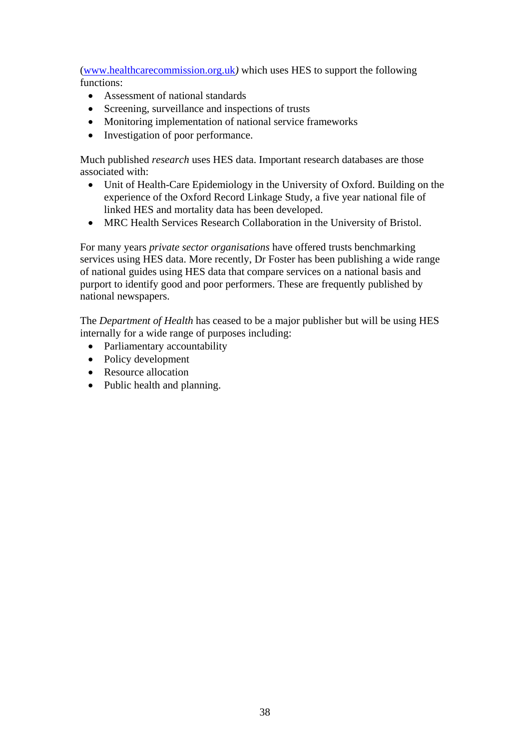(www.healthcarecommission.org.uk) which uses HES to support the following functions:

- Assessment of national standards
- Screening, surveillance and inspections of trusts
- Monitoring implementation of national service frameworks
- Investigation of poor performance.

Much published *research* uses HES data. Important research databases are those associated with:

- Unit of Health-Care Epidemiology in the University of Oxford. Building on the experience of the Oxford Record Linkage Study, a five year national file of linked HES and mortality data has been developed.
- MRC Health Services Research Collaboration in the University of Bristol.

For many years *private sector organisations* have offered trusts benchmarking services using HES data. More recently, Dr Foster has been publishing a wide range of national guides using HES data that compare services on a national basis and purport to identify good and poor performers. These are frequently published by national newspapers.

The *Department of Health* has ceased to be a major publisher but will be using HES internally for a wide range of purposes including:

- Parliamentary accountability
- Policy development
- Resource allocation
- Public health and planning.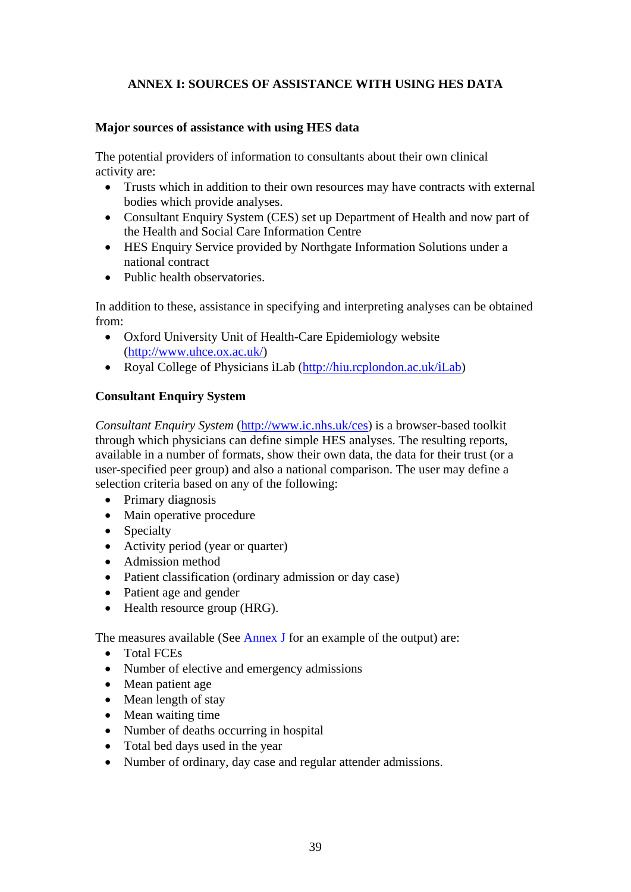## ANNEX I: SOURCES OF ASSISTANCE WITH USING HES DATA

### Major sources of assistance with using HES data

The potential providers of information to consultants about their own clinical activity are:

- Trusts which in addition to their own resources may have contracts with external bodies which provide analyses.
- Consultant Enquiry System (CES) set up Department of Health and now part of the Health and Social Care Information Centre
- HES Enquiry Service provided by Northgate Information Solutions under a national contract
- Public health observatories.

In addition to these, assistance in specifying and interpreting analyses can be obtained from:

- Oxford University Unit of Health-Care Epidemiology website (http://www.uhce.ox.ac.uk/)
- Royal College of Physicians iLab (http://hiu.rcplondon.ac.uk/iLab)

### Consultant Enquiry System

*Consultant Enquiry System* (http://www.ic.nhs.uk/ces) is a browser-based toolkit through which physicians can define simple HES analyses. The resulting reports, available in a number of formats, show their own data, the data for their trust (or a user-specified peer group) and also a national comparison. The user may define a selection criteria based on any of the following:

- Primary diagnosis
- Main operative procedure
- Specialty
- Activity period (year or quarter)
- Admission method
- Patient classification (ordinary admission or day case)
- Patient age and gender
- Health resource group (HRG).

The measures available (See Annex J for an example of the output) are:

- Total FCEs
- Number of elective and emergency admissions
- Mean patient age
- Mean length of stay
- Mean waiting time
- Number of deaths occurring in hospital
- Total bed days used in the year
- Number of ordinary, day case and regular attender admissions.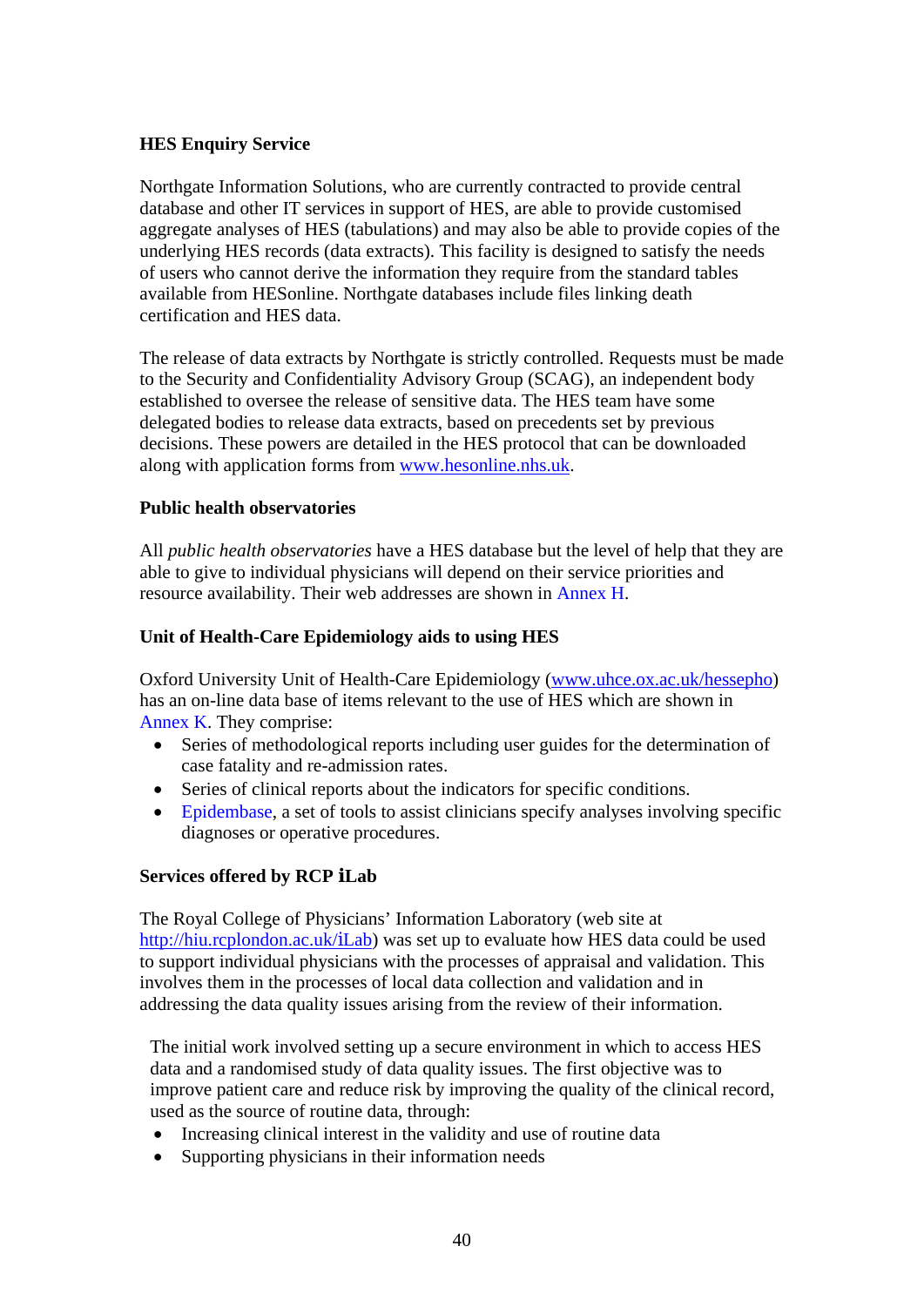**HES Enquiry Service**

Northgate Information Solutions, who are currently contracted to provide central database and other IT services in support of HES, are able to provide customised aggregate analyses of HES (tabulations) and may also be able to provide copies of the underlying HES records (data extracts). This facility is designed to satisfy the needs of users who cannot derive the information they require from the standard tables available from HESonline. Northgate databases include files linking death certification and HES data.

The release of data extracts by Northgate is strictly controlled. Requests must be made to the Security and Confidentiality Advisory Group (SCAG), an independent body established to oversee the release of sensitive data. The HES team have some delegated bodies to release data extracts, based on precedents set by previous decisions. These powers are detailed in the HES protocol that can be downloaded along with application forms from www.hesonline.nhs.uk.

**Public health observatories**

All *public health observatories* have a HES database but the level of help that they are able to give to individual physicians will depend on their service priorities and resource availability. Their web addresses are shown in Annex H.

**Unit of Health-Care Epidemiology aids to using HES**

Oxford University Unit of Health-Care Epidemiology (www.uhce.ox.ac.uk/hessepho) has an on-line data base of items relevant to the use of HES which are shown in Annex K. They comprise:

- Series of methodological reports including user guides for the determination of case fatality and re-admission rates.
- Series of clinical reports about the indicators for specific conditions.
- Epidembase, a set of tools to assist clinicians specify analyses involving specific diagnoses or operative procedures.

**Services offered by RCP iLab**

The Royal College of Physicians' Information Laboratory (web site at http://hiu.rcplondon.ac.uk/iLab) was set up to evaluate how HES data could be used to support individual physicians with the processes of appraisal and validation. This involves them in the processes of local data collection and validation and in addressing the data quality issues arising from the review of their information.

The initial work involved setting up a secure environment in which to access HES data and a randomised study of data quality issues. The first objective was to improve patient care and reduce risk by improving the quality of the clinical record, used as the source of routine data, through:

- Increasing clinical interest in the validity and use of routine data
- Supporting physicians in their information needs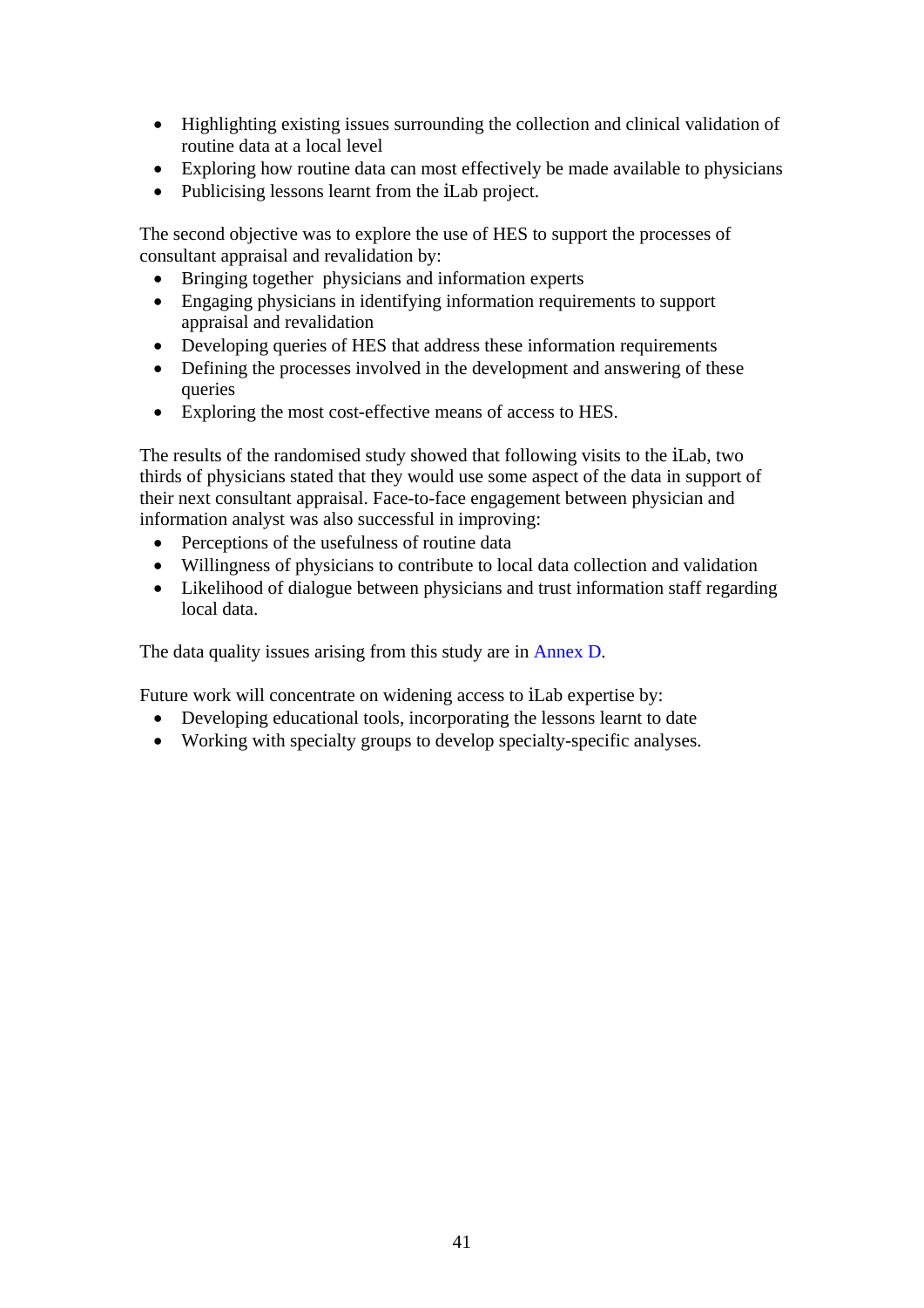- Highlighting existing issues surrounding the collection and clinical validation of routine data at a local level
- Exploring how routine data can most effectively be made available to physicians
- Publicising lessons learnt from the iLab project.

The second objective was to explore the use of HES to support the processes of consultant appraisal and revalidation by:

- Bringing together physicians and information experts
- Engaging physicians in identifying information requirements to support appraisal and revalidation
- Developing queries of HES that address these information requirements
- Defining the processes involved in the development and answering of these queries
- Exploring the most cost-effective means of access to HES.

The results of the randomised study showed that following visits to the iLab, two thirds of physicians stated that they would use some aspect of the data in support of their next consultant appraisal. Face-to-face engagement between physician and information analyst was also successful in improving:

- Perceptions of the usefulness of routine data
- Willingness of physicians to contribute to local data collection and validation
- Likelihood of dialogue between physicians and trust information staff regarding local data.

The data quality issues arising from this study are in Annex D.

Future work will concentrate on widening access to iLab expertise by:

- Developing educational tools, incorporating the lessons learnt to date
- Working with specialty groups to develop specialty-specific analyses.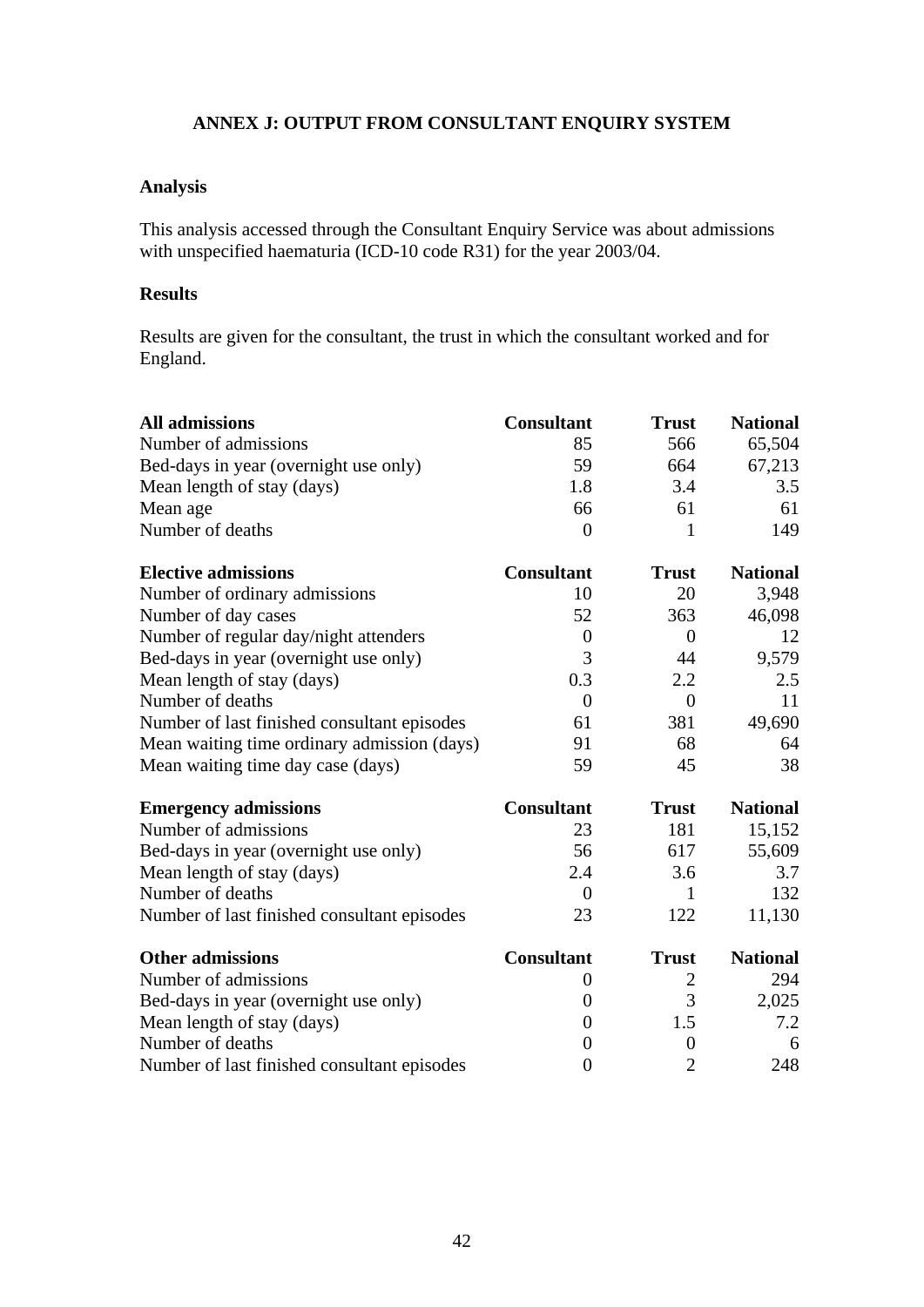## ANNEX J: OUTPUT FROM CONSULTANT ENQUIRY SYSTEM

### Analysis

This analysis accessed through the Consultant Enquiry Service was about admissions with unspecified haematuria (ICD-10 code R31) for the year 2003/04.

### Results

Results are given for the consultant, the trust in which the consultant worked and for England.

| **All admissions** | **Consultant** | **Trust** | **National** |
|---|---|---|---|
| Number of admissions | 85 | 566 | 65,504 |
| Bed-days in year (overnight use only) | 59 | 664 | 67,213 |
| Mean length of stay (days) | 1.8 | 3.4 | 3.5 |
| Mean age | 66 | 61 | 61 |
| Number of deaths | 0 | 1 | 149 |

| **Elective admissions** | **Consultant** | **Trust** | **National** |
|---|---|---|---|
| Number of ordinary admissions | 10 | 20 | 3,948 |
| Number of day cases | 52 | 363 | 46,098 |
| Number of regular day/night attenders | 0 | 0 | 12 |
| Bed-days in year (overnight use only) | 3 | 44 | 9,579 |
| Mean length of stay (days) | 0.3 | 2.2 | 2.5 |
| Number of deaths | 0 | 0 | 11 |
| Number of last finished consultant episodes | 61 | 381 | 49,690 |
| Mean waiting time ordinary admission (days) | 91 | 68 | 64 |
| Mean waiting time day case (days) | 59 | 45 | 38 |

| **Emergency admissions** | **Consultant** | **Trust** | **National** |
|---|---|---|---|
| Number of admissions | 23 | 181 | 15,152 |
| Bed-days in year (overnight use only) | 56 | 617 | 55,609 |
| Mean length of stay (days) | 2.4 | 3.6 | 3.7 |
| Number of deaths | 0 | 1 | 132 |
| Number of last finished consultant episodes | 23 | 122 | 11,130 |

| **Other admissions** | **Consultant** | **Trust** | **National** |
|---|---|---|---|
| Number of admissions | 0 | 2 | 294 |
| Bed-days in year (overnight use only) | 0 | 3 | 2,025 |
| Mean length of stay (days) | 0 | 1.5 | 7.2 |
| Number of deaths | 0 | 0 | 6 |
| Number of last finished consultant episodes | 0 | 2 | 248 |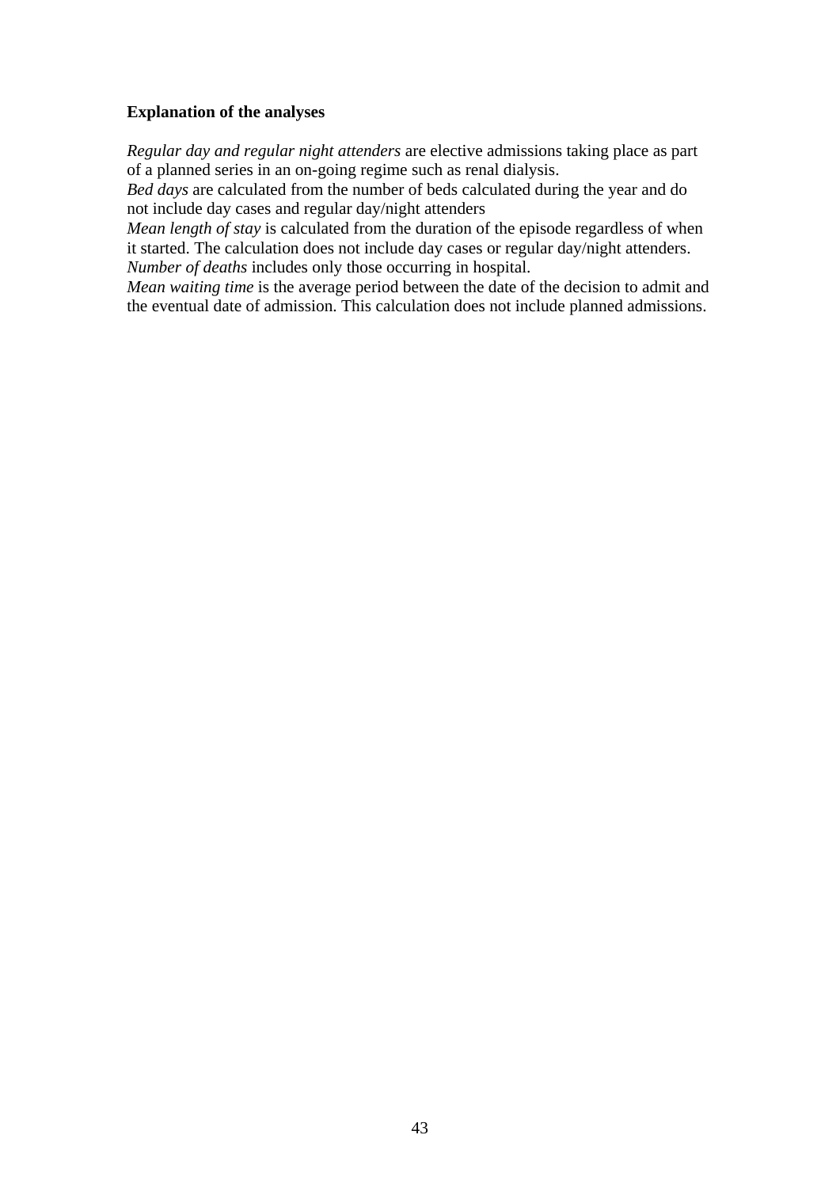**Explanation of the analyses**

*Regular day and regular night attenders* are elective admissions taking place as part of a planned series in an on-going regime such as renal dialysis.
*Bed days* are calculated from the number of beds calculated during the year and do not include day cases and regular day/night attenders
*Mean length of stay* is calculated from the duration of the episode regardless of when it started. The calculation does not include day cases or regular day/night attenders.
*Number of deaths* includes only those occurring in hospital.
*Mean waiting time* is the average period between the date of the decision to admit and the eventual date of admission. This calculation does not include planned admissions.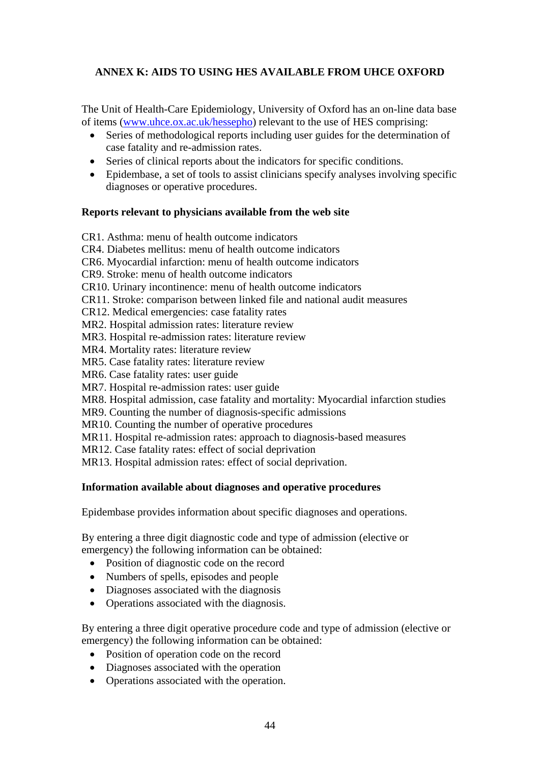## ANNEX K: AIDS TO USING HES AVAILABLE FROM UHCE OXFORD

The Unit of Health-Care Epidemiology, University of Oxford has an on-line data base of items (www.uhce.ox.ac.uk/hessepho) relevant to the use of HES comprising:

- Series of methodological reports including user guides for the determination of case fatality and re-admission rates.
- Series of clinical reports about the indicators for specific conditions.
- Epidembase, a set of tools to assist clinicians specify analyses involving specific diagnoses or operative procedures.

**Reports relevant to physicians available from the web site**

CR1. Asthma: menu of health outcome indicators
CR4. Diabetes mellitus: menu of health outcome indicators
CR6. Myocardial infarction: menu of health outcome indicators
CR9. Stroke: menu of health outcome indicators
CR10. Urinary incontinence: menu of health outcome indicators
CR11. Stroke: comparison between linked file and national audit measures
CR12. Medical emergencies: case fatality rates
MR2. Hospital admission rates: literature review
MR3. Hospital re-admission rates: literature review
MR4. Mortality rates: literature review
MR5. Case fatality rates: literature review
MR6. Case fatality rates: user guide
MR7. Hospital re-admission rates: user guide
MR8. Hospital admission, case fatality and mortality: Myocardial infarction studies
MR9. Counting the number of diagnosis-specific admissions
MR10. Counting the number of operative procedures
MR11. Hospital re-admission rates: approach to diagnosis-based measures
MR12. Case fatality rates: effect of social deprivation
MR13. Hospital admission rates: effect of social deprivation.

**Information available about diagnoses and operative procedures**

Epidembase provides information about specific diagnoses and operations.

By entering a three digit diagnostic code and type of admission (elective or emergency) the following information can be obtained:

- Position of diagnostic code on the record
- Numbers of spells, episodes and people
- Diagnoses associated with the diagnosis
- Operations associated with the diagnosis.

By entering a three digit operative procedure code and type of admission (elective or emergency) the following information can be obtained:

- Position of operation code on the record
- Diagnoses associated with the operation
- Operations associated with the operation.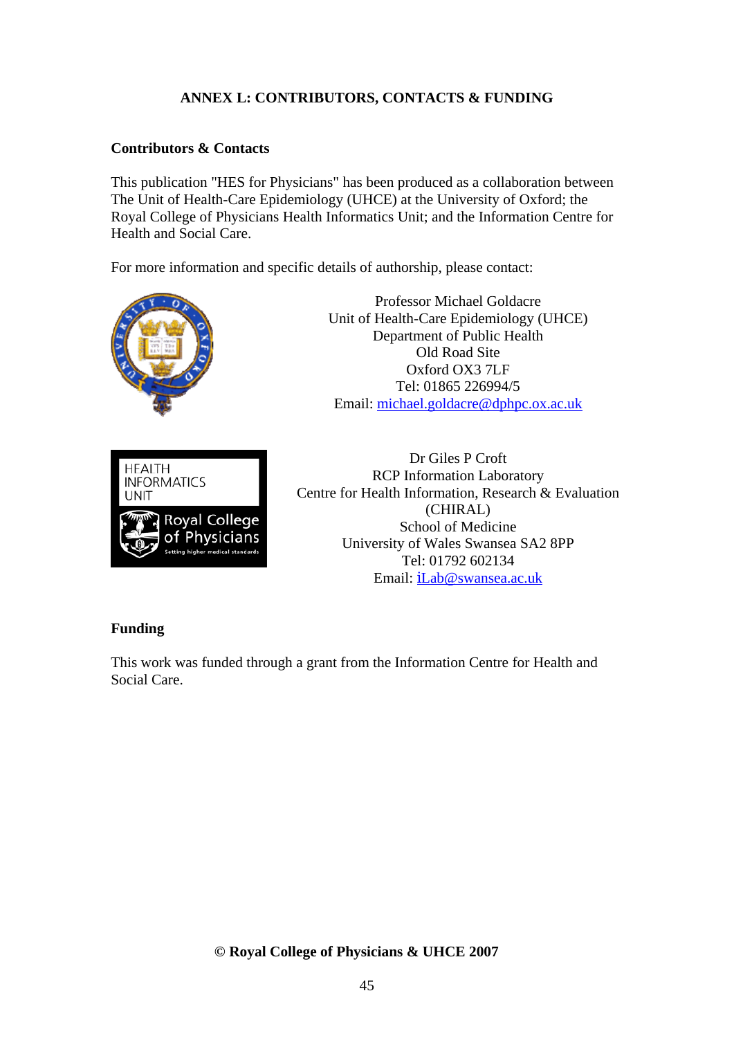# ANNEX L: CONTRIBUTORS, CONTACTS & FUNDING

## Contributors & Contacts

This publication "HES for Physicians" has been produced as a collaboration between The Unit of Health-Care Epidemiology (UHCE) at the University of Oxford; the Royal College of Physicians Health Informatics Unit; and the Information Centre for Health and Social Care.

For more information and specific details of authorship, please contact:

Professor Michael Goldacre
Unit of Health-Care Epidemiology (UHCE)
Department of Public Health
Old Road Site
Oxford OX3 7LF
Tel: 01865 226994/5
Email: michael.goldacre@dphpc.ox.ac.uk

Dr Giles P Croft
RCP Information Laboratory
Centre for Health Information, Research & Evaluation (CHIRAL)
School of Medicine
University of Wales Swansea SA2 8PP
Tel: 01792 602134
Email: iLab@swansea.ac.uk

## Funding

This work was funded through a grant from the Information Centre for Health and Social Care.

**© Royal College of Physicians & UHCE 2007**